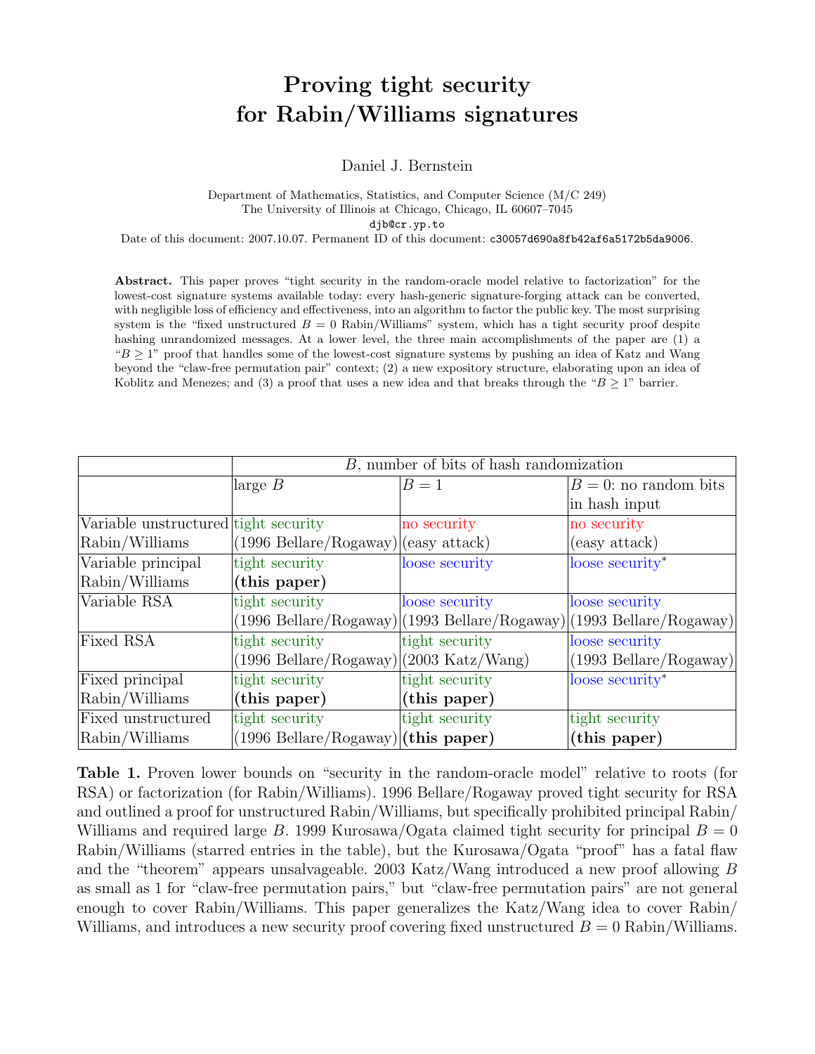# Proving tight security for Rabin/Williams signatures

Daniel J. Bernstein

Department of Mathematics, Statistics, and Computer Science (M/C 249)
The University of Illinois at Chicago, Chicago, IL 60607–7045
djb@cr.yp.to

Date of this document: 2007.10.07. Permanent ID of this document: c30057d690a8fb42af6a5172b5da9006.

**Abstract.** This paper proves "tight security in the random-oracle model relative to factorization" for the lowest-cost signature systems available today: every hash-generic signature-forging attack can be converted, with negligible loss of efficiency and effectiveness, into an algorithm to factor the public key. The most surprising system is the "fixed unstructured $B = 0$ Rabin/Williams" system, which has a tight security proof despite hashing unrandomized messages. At a lower level, the three main accomplishments of the paper are (1) a "$B \geq 1$" proof that handles some of the lowest-cost signature systems by pushing an idea of Katz and Wang beyond the "claw-free permutation pair" context; (2) a new expository structure, elaborating upon an idea of Koblitz and Menezes; and (3) a proof that uses a new idea and that breaks through the "$B \geq 1$" barrier.

| | $B$, number of bits of hash randomization | | |
|---|---|---|---|
| | large $B$ | $B = 1$ | $B = 0$: no random bits in hash input |
| Variable unstructured Rabin/Williams | tight security (1996 Bellare/Rogaway) | no security (easy attack) | no security (easy attack) |
| Variable principal Rabin/Williams | tight security **(this paper)** | loose security | loose security* |
| Variable RSA | tight security (1996 Bellare/Rogaway) | loose security (1993 Bellare/Rogaway) | loose security (1993 Bellare/Rogaway) |
| Fixed RSA | tight security (1996 Bellare/Rogaway) | tight security (2003 Katz/Wang) | loose security (1993 Bellare/Rogaway) |
| Fixed principal Rabin/Williams | tight security **(this paper)** | tight security **(this paper)** | loose security* |
| Fixed unstructured Rabin/Williams | tight security (1996 Bellare/Rogaway) | tight security **(this paper)** | tight security **(this paper)** |

**Table 1.** Proven lower bounds on "security in the random-oracle model" relative to roots (for RSA) or factorization (for Rabin/Williams). 1996 Bellare/Rogaway proved tight security for RSA and outlined a proof for unstructured Rabin/Williams, but specifically prohibited principal Rabin/Williams and required large $B$. 1999 Kurosawa/Ogata claimed tight security for principal $B = 0$ Rabin/Williams (starred entries in the table), but the Kurosawa/Ogata "proof" has a fatal flaw and the "theorem" appears unsalvageable. 2003 Katz/Wang introduced a new proof allowing $B$ as small as 1 for "claw-free permutation pairs," but "claw-free permutation pairs" are not general enough to cover Rabin/Williams. This paper generalizes the Katz/Wang idea to cover Rabin/Williams, and introduces a new security proof covering fixed unstructured $B = 0$ Rabin/Williams.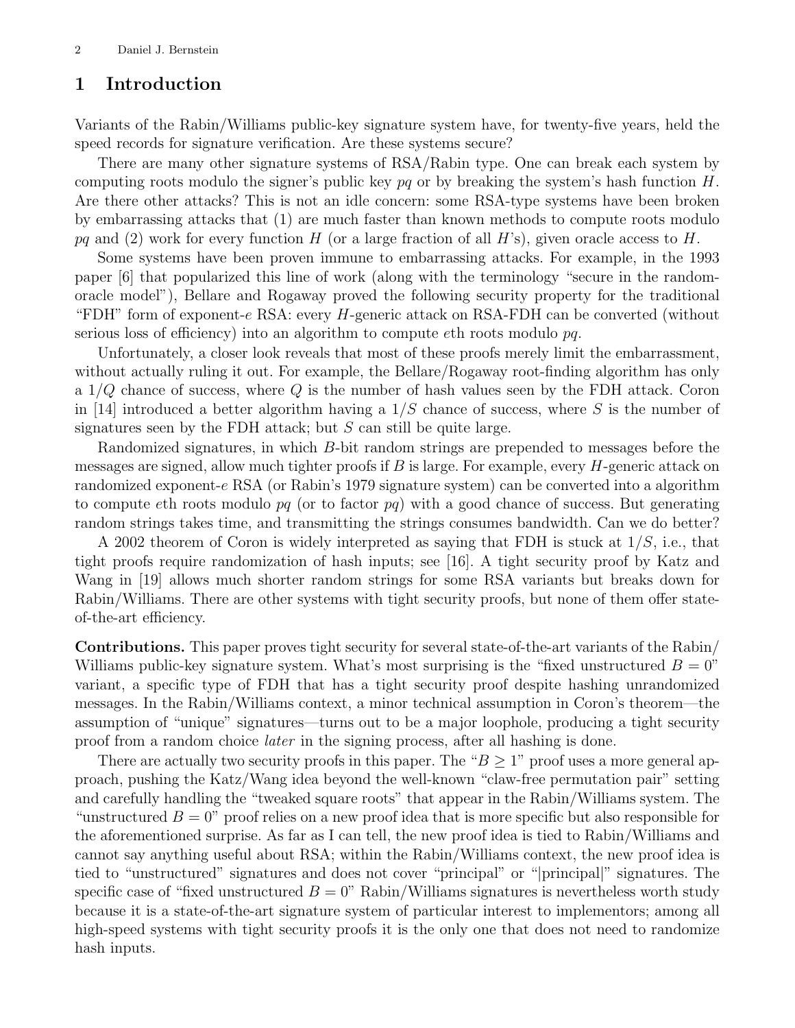## 1 Introduction

Variants of the Rabin/Williams public-key signature system have, for twenty-five years, held the speed records for signature verification. Are these systems secure?

There are many other signature systems of RSA/Rabin type. One can break each system by computing roots modulo the signer's public key $pq$ or by breaking the system's hash function $H$. Are there other attacks? This is not an idle concern: some RSA-type systems have been broken by embarrassing attacks that (1) are much faster than known methods to compute roots modulo $pq$ and (2) work for every function $H$ (or a large fraction of all $H$'s), given oracle access to $H$.

Some systems have been proven immune to embarrassing attacks. For example, in the 1993 paper [6] that popularized this line of work (along with the terminology "secure in the random-oracle model"), Bellare and Rogaway proved the following security property for the traditional "FDH" form of exponent-$e$ RSA: every $H$-generic attack on RSA-FDH can be converted (without serious loss of efficiency) into an algorithm to compute $e$th roots modulo $pq$.

Unfortunately, a closer look reveals that most of these proofs merely limit the embarrassment, without actually ruling it out. For example, the Bellare/Rogaway root-finding algorithm has only a $1/Q$ chance of success, where $Q$ is the number of hash values seen by the FDH attack. Coron in [14] introduced a better algorithm having a $1/S$ chance of success, where $S$ is the number of signatures seen by the FDH attack; but $S$ can still be quite large.

Randomized signatures, in which $B$-bit random strings are prepended to messages before the messages are signed, allow much tighter proofs if $B$ is large. For example, every $H$-generic attack on randomized exponent-$e$ RSA (or Rabin's 1979 signature system) can be converted into a algorithm to compute $e$th roots modulo $pq$ (or to factor $pq$) with a good chance of success. But generating random strings takes time, and transmitting the strings consumes bandwidth. Can we do better?

A 2002 theorem of Coron is widely interpreted as saying that FDH is stuck at $1/S$, i.e., that tight proofs require randomization of hash inputs; see [16]. A tight security proof by Katz and Wang in [19] allows much shorter random strings for some RSA variants but breaks down for Rabin/Williams. There are other systems with tight security proofs, but none of them offer state-of-the-art efficiency.

**Contributions.** This paper proves tight security for several state-of-the-art variants of the Rabin/Williams public-key signature system. What's most surprising is the "fixed unstructured $B = 0$" variant, a specific type of FDH that has a tight security proof despite hashing unrandomized messages. In the Rabin/Williams context, a minor technical assumption in Coron's theorem—the assumption of "unique" signatures—turns out to be a major loophole, producing a tight security proof from a random choice *later* in the signing process, after all hashing is done.

There are actually two security proofs in this paper. The "$B \geq 1$" proof uses a more general approach, pushing the Katz/Wang idea beyond the well-known "claw-free permutation pair" setting and carefully handling the "tweaked square roots" that appear in the Rabin/Williams system. The "unstructured $B = 0$" proof relies on a new proof idea that is more specific but also responsible for the aforementioned surprise. As far as I can tell, the new proof idea is tied to Rabin/Williams and cannot say anything useful about RSA; within the Rabin/Williams context, the new proof idea is tied to "unstructured" signatures and does not cover "principal" or "|principal|" signatures. The specific case of "fixed unstructured $B = 0$" Rabin/Williams signatures is nevertheless worth study because it is a state-of-the-art signature system of particular interest to implementors; among all high-speed systems with tight security proofs it is the only one that does not need to randomize hash inputs.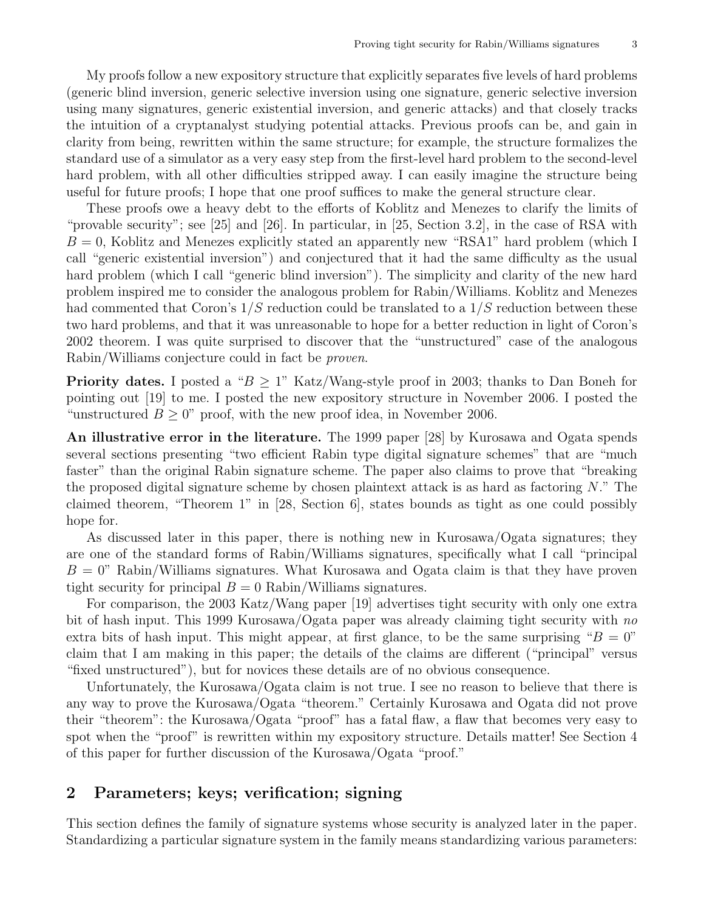My proofs follow a new expository structure that explicitly separates five levels of hard problems (generic blind inversion, generic selective inversion using one signature, generic selective inversion using many signatures, generic existential inversion, and generic attacks) and that closely tracks the intuition of a cryptanalyst studying potential attacks. Previous proofs can be, and gain in clarity from being, rewritten within the same structure; for example, the structure formalizes the standard use of a simulator as a very easy step from the first-level hard problem to the second-level hard problem, with all other difficulties stripped away. I can easily imagine the structure being useful for future proofs; I hope that one proof suffices to make the general structure clear.

These proofs owe a heavy debt to the efforts of Koblitz and Menezes to clarify the limits of "provable security"; see [25] and [26]. In particular, in [25, Section 3.2], in the case of RSA with $B = 0$, Koblitz and Menezes explicitly stated an apparently new "RSA1" hard problem (which I call "generic existential inversion") and conjectured that it had the same difficulty as the usual hard problem (which I call "generic blind inversion"). The simplicity and clarity of the new hard problem inspired me to consider the analogous problem for Rabin/Williams. Koblitz and Menezes had commented that Coron's $1/S$ reduction could be translated to a $1/S$ reduction between these two hard problems, and that it was unreasonable to hope for a better reduction in light of Coron's 2002 theorem. I was quite surprised to discover that the "unstructured" case of the analogous Rabin/Williams conjecture could in fact be *proven*.

**Priority dates.** I posted a "$B \geq 1$" Katz/Wang-style proof in 2003; thanks to Dan Boneh for pointing out [19] to me. I posted the new expository structure in November 2006. I posted the "unstructured $B \geq 0$" proof, with the new proof idea, in November 2006.

**An illustrative error in the literature.** The 1999 paper [28] by Kurosawa and Ogata spends several sections presenting "two efficient Rabin type digital signature schemes" that are "much faster" than the original Rabin signature scheme. The paper also claims to prove that "breaking the proposed digital signature scheme by chosen plaintext attack is as hard as factoring $N$." The claimed theorem, "Theorem 1" in [28, Section 6], states bounds as tight as one could possibly hope for.

As discussed later in this paper, there is nothing new in Kurosawa/Ogata signatures; they are one of the standard forms of Rabin/Williams signatures, specifically what I call "principal $B = 0$" Rabin/Williams signatures. What Kurosawa and Ogata claim is that they have proven tight security for principal $B = 0$ Rabin/Williams signatures.

For comparison, the 2003 Katz/Wang paper [19] advertises tight security with only one extra bit of hash input. This 1999 Kurosawa/Ogata paper was already claiming tight security with *no* extra bits of hash input. This might appear, at first glance, to be the same surprising "$B = 0$" claim that I am making in this paper; the details of the claims are different ("principal" versus "fixed unstructured"), but for novices these details are of no obvious consequence.

Unfortunately, the Kurosawa/Ogata claim is not true. I see no reason to believe that there is any way to prove the Kurosawa/Ogata "theorem." Certainly Kurosawa and Ogata did not prove their "theorem": the Kurosawa/Ogata "proof" has a fatal flaw, a flaw that becomes very easy to spot when the "proof" is rewritten within my expository structure. Details matter! See Section 4 of this paper for further discussion of the Kurosawa/Ogata "proof."

## 2 Parameters; keys; verification; signing

This section defines the family of signature systems whose security is analyzed later in the paper. Standardizing a particular signature system in the family means standardizing various parameters: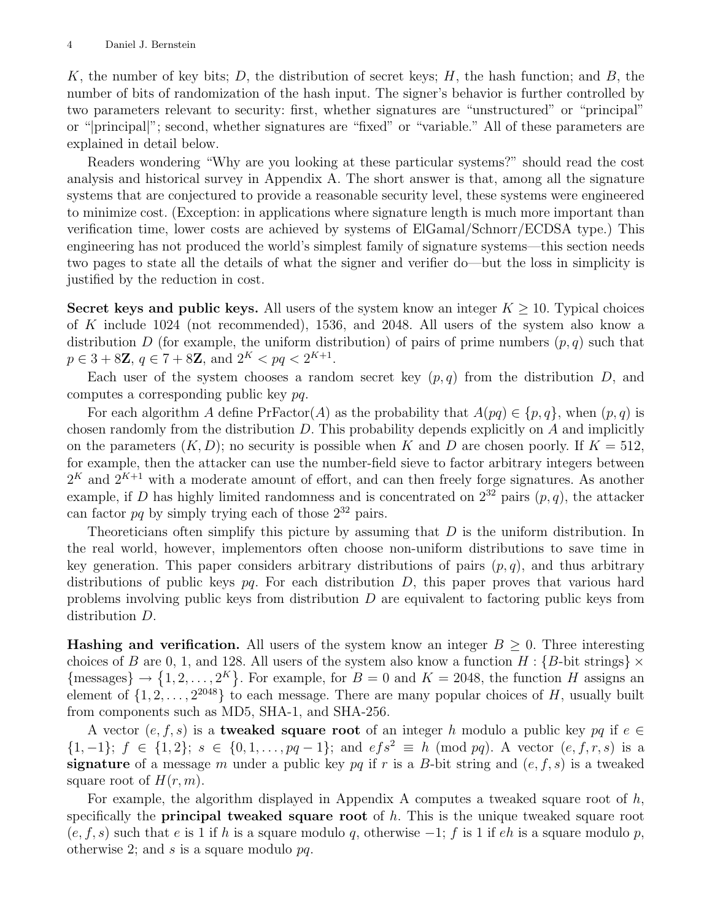$K$, the number of key bits; $D$, the distribution of secret keys; $H$, the hash function; and $B$, the number of bits of randomization of the hash input. The signer's behavior is further controlled by two parameters relevant to security: first, whether signatures are "unstructured" or "principal" or "|principal|"; second, whether signatures are "fixed" or "variable." All of these parameters are explained in detail below.

Readers wondering "Why are you looking at these particular systems?" should read the cost analysis and historical survey in Appendix A. The short answer is that, among all the signature systems that are conjectured to provide a reasonable security level, these systems were engineered to minimize cost. (Exception: in applications where signature length is much more important than verification time, lower costs are achieved by systems of ElGamal/Schnorr/ECDSA type.) This engineering has not produced the world's simplest family of signature systems—this section needs two pages to state all the details of what the signer and verifier do—but the loss in simplicity is justified by the reduction in cost.

**Secret keys and public keys.** All users of the system know an integer $K \geq 10$. Typical choices of $K$ include 1024 (not recommended), 1536, and 2048. All users of the system also know a distribution $D$ (for example, the uniform distribution) of pairs of prime numbers $(p, q)$ such that $p \in 3 + 8\mathbf{Z}$, $q \in 7 + 8\mathbf{Z}$, and $2^K < pq < 2^{K+1}$.

Each user of the system chooses a random secret key $(p, q)$ from the distribution $D$, and computes a corresponding public key $pq$.

For each algorithm $A$ define $\operatorname{PrFactor}(A)$ as the probability that $A(pq) \in \{p, q\}$, when $(p, q)$ is chosen randomly from the distribution $D$. This probability depends explicitly on $A$ and implicitly on the parameters $(K, D)$; no security is possible when $K$ and $D$ are chosen poorly. If $K = 512$, for example, then the attacker can use the number-field sieve to factor arbitrary integers between $2^K$ and $2^{K+1}$ with a moderate amount of effort, and can then freely forge signatures. As another example, if $D$ has highly limited randomness and is concentrated on $2^{32}$ pairs $(p, q)$, the attacker can factor $pq$ by simply trying each of those $2^{32}$ pairs.

Theoreticians often simplify this picture by assuming that $D$ is the uniform distribution. In the real world, however, implementors often choose non-uniform distributions to save time in key generation. This paper considers arbitrary distributions of pairs $(p, q)$, and thus arbitrary distributions of public keys $pq$. For each distribution $D$, this paper proves that various hard problems involving public keys from distribution $D$ are equivalent to factoring public keys from distribution $D$.

**Hashing and verification.** All users of the system know an integer $B \geq 0$. Three interesting choices of $B$ are 0, 1, and 128. All users of the system also know a function $H : \{B\text{-bit strings}\} \times \{\text{messages}\} \to \{1, 2, \ldots, 2^K\}$. For example, for $B = 0$ and $K = 2048$, the function $H$ assigns an element of $\{1, 2, \ldots, 2^{2048}\}$ to each message. There are many popular choices of $H$, usually built from components such as MD5, SHA-1, and SHA-256.

A vector $(e, f, s)$ is a **tweaked square root** of an integer $h$ modulo a public key $pq$ if $e \in \{1, -1\}$; $f \in \{1, 2\}$; $s \in \{0, 1, \ldots, pq - 1\}$; and $efs^2 \equiv h \pmod{pq}$. A vector $(e, f, r, s)$ is a **signature** of a message $m$ under a public key $pq$ if $r$ is a $B$-bit string and $(e, f, s)$ is a tweaked square root of $H(r, m)$.

For example, the algorithm displayed in Appendix A computes a tweaked square root of $h$, specifically the **principal tweaked square root** of $h$. This is the unique tweaked square root $(e, f, s)$ such that $e$ is 1 if $h$ is a square modulo $q$, otherwise $-1$; $f$ is 1 if $eh$ is a square modulo $p$, otherwise 2; and $s$ is a square modulo $pq$.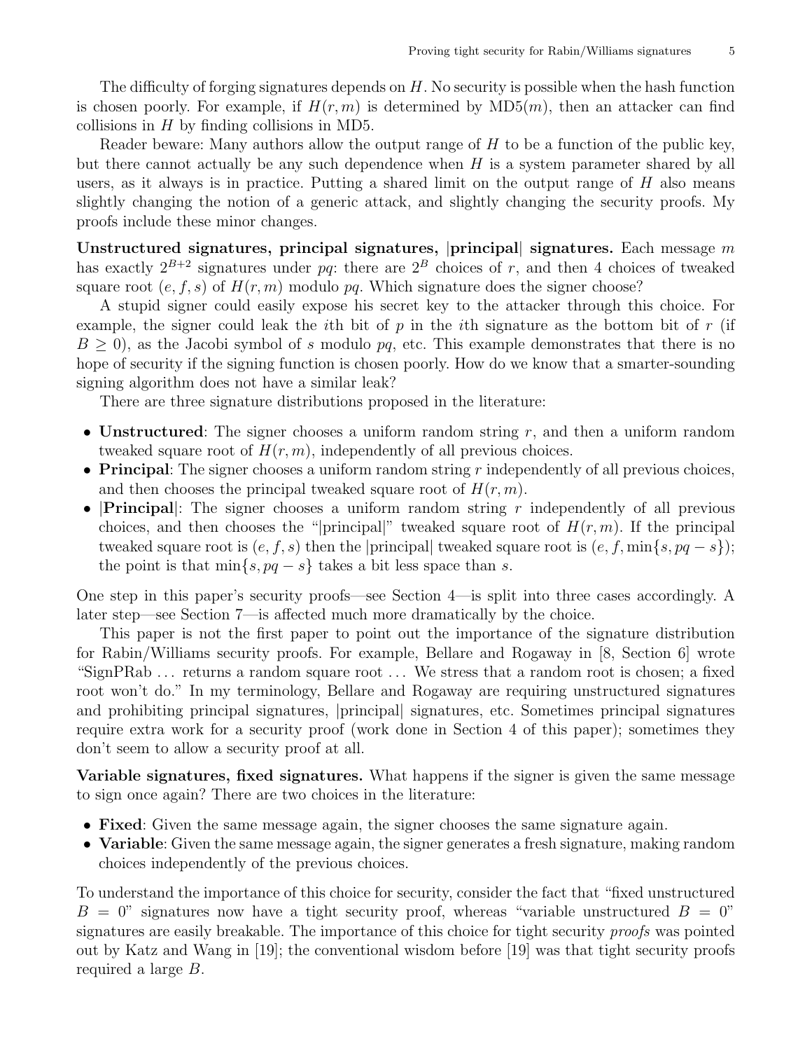The difficulty of forging signatures depends on $H$. No security is possible when the hash function is chosen poorly. For example, if $H(r, m)$ is determined by MD5($m$), then an attacker can find collisions in $H$ by finding collisions in MD5.

Reader beware: Many authors allow the output range of $H$ to be a function of the public key, but there cannot actually be any such dependence when $H$ is a system parameter shared by all users, as it always is in practice. Putting a shared limit on the output range of $H$ also means slightly changing the notion of a generic attack, and slightly changing the security proofs. My proofs include these minor changes.

**Unstructured signatures, principal signatures, |principal| signatures.** Each message $m$ has exactly $2^{B+2}$ signatures under $pq$: there are $2^B$ choices of $r$, and then 4 choices of tweaked square root $(e, f, s)$ of $H(r, m)$ modulo $pq$. Which signature does the signer choose?

A stupid signer could easily expose his secret key to the attacker through this choice. For example, the signer could leak the $i$th bit of $p$ in the $i$th signature as the bottom bit of $r$ (if $B \geq 0$), as the Jacobi symbol of $s$ modulo $pq$, etc. This example demonstrates that there is no hope of security if the signing function is chosen poorly. How do we know that a smarter-sounding signing algorithm does not have a similar leak?

There are three signature distributions proposed in the literature:

- **Unstructured**: The signer chooses a uniform random string $r$, and then a uniform random tweaked square root of $H(r, m)$, independently of all previous choices.
- **Principal**: The signer chooses a uniform random string $r$ independently of all previous choices, and then chooses the principal tweaked square root of $H(r, m)$.
- **|Principal|**: The signer chooses a uniform random string $r$ independently of all previous choices, and then chooses the "|principal|" tweaked square root of $H(r, m)$. If the principal tweaked square root is $(e, f, s)$ then the |principal| tweaked square root is $(e, f, \min\{s, pq - s\})$; the point is that $\min\{s, pq - s\}$ takes a bit less space than $s$.

One step in this paper's security proofs—see Section 4—is split into three cases accordingly. A later step—see Section 7—is affected much more dramatically by the choice.

This paper is not the first paper to point out the importance of the signature distribution for Rabin/Williams security proofs. For example, Bellare and Rogaway in [8, Section 6] wrote "SignPRab ... returns a random square root ... We stress that a random root is chosen; a fixed root won't do." In my terminology, Bellare and Rogaway are requiring unstructured signatures and prohibiting principal signatures, |principal| signatures, etc. Sometimes principal signatures require extra work for a security proof (work done in Section 4 of this paper); sometimes they don't seem to allow a security proof at all.

**Variable signatures, fixed signatures.** What happens if the signer is given the same message to sign once again? There are two choices in the literature:

- **Fixed**: Given the same message again, the signer chooses the same signature again.
- **Variable**: Given the same message again, the signer generates a fresh signature, making random choices independently of the previous choices.

To understand the importance of this choice for security, consider the fact that "fixed unstructured $B = 0$" signatures now have a tight security proof, whereas "variable unstructured $B = 0$" signatures are easily breakable. The importance of this choice for tight security *proofs* was pointed out by Katz and Wang in [19]; the conventional wisdom before [19] was that tight security proofs required a large $B$.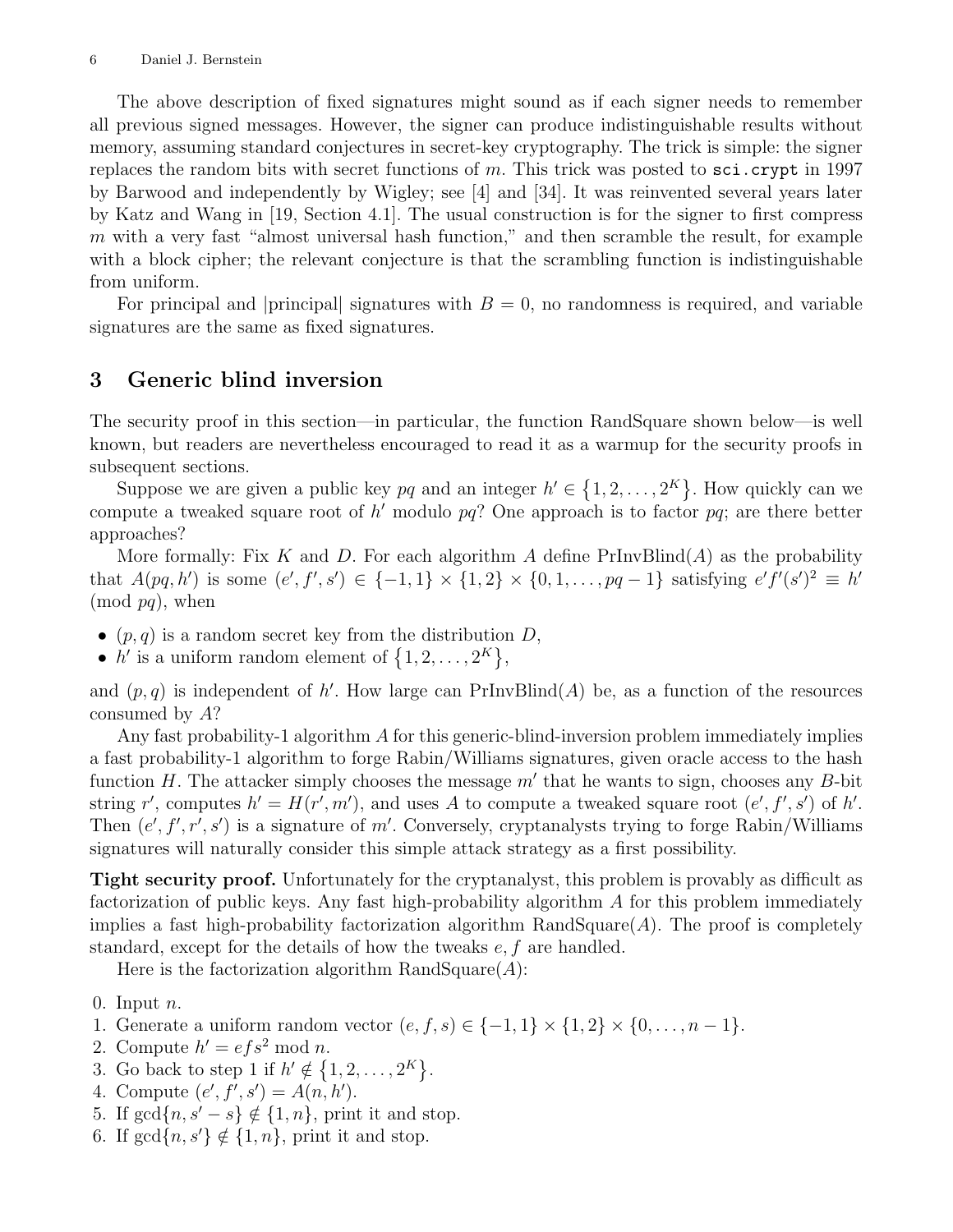The above description of fixed signatures might sound as if each signer needs to remember all previous signed messages. However, the signer can produce indistinguishable results without memory, assuming standard conjectures in secret-key cryptography. The trick is simple: the signer replaces the random bits with secret functions of $m$. This trick was posted to `sci.crypt` in 1997 by Barwood and independently by Wigley; see [4] and [34]. It was reinvented several years later by Katz and Wang in [19, Section 4.1]. The usual construction is for the signer to first compress $m$ with a very fast "almost universal hash function," and then scramble the result, for example with a block cipher; the relevant conjecture is that the scrambling function is indistinguishable from uniform.

For principal and |principal| signatures with $B = 0$, no randomness is required, and variable signatures are the same as fixed signatures.

## 3 Generic blind inversion

The security proof in this section—in particular, the function RandSquare shown below—is well known, but readers are nevertheless encouraged to read it as a warmup for the security proofs in subsequent sections.

Suppose we are given a public key $pq$ and an integer $h' \in \{1, 2, \ldots, 2^K\}$. How quickly can we compute a tweaked square root of $h'$ modulo $pq$? One approach is to factor $pq$; are there better approaches?

More formally: Fix $K$ and $D$. For each algorithm $A$ define PrInvBlind($A$) as the probability that $A(pq, h')$ is some $(e', f', s') \in \{-1, 1\} \times \{1, 2\} \times \{0, 1, \ldots, pq - 1\}$ satisfying $e'f'(s')^2 \equiv h'$ (mod $pq$), when

- $(p, q)$ is a random secret key from the distribution $D$,
- $h'$ is a uniform random element of $\{1, 2, \ldots, 2^K\}$,

and $(p, q)$ is independent of $h'$. How large can PrInvBlind($A$) be, as a function of the resources consumed by $A$?

Any fast probability-1 algorithm $A$ for this generic-blind-inversion problem immediately implies a fast probability-1 algorithm to forge Rabin/Williams signatures, given oracle access to the hash function $H$. The attacker simply chooses the message $m'$ that he wants to sign, chooses any $B$-bit string $r'$, computes $h' = H(r', m')$, and uses $A$ to compute a tweaked square root $(e', f', s')$ of $h'$. Then $(e', f', r', s')$ is a signature of $m'$. Conversely, cryptanalysts trying to forge Rabin/Williams signatures will naturally consider this simple attack strategy as a first possibility.

**Tight security proof.** Unfortunately for the cryptanalyst, this problem is provably as difficult as factorization of public keys. Any fast high-probability algorithm $A$ for this problem immediately implies a fast high-probability factorization algorithm RandSquare($A$). The proof is completely standard, except for the details of how the tweaks $e, f$ are handled.

Here is the factorization algorithm RandSquare($A$):

0. Input $n$.
1. Generate a uniform random vector $(e, f, s) \in \{-1, 1\} \times \{1, 2\} \times \{0, \ldots, n - 1\}$.
2. Compute $h' = efs^2 \bmod n$.
3. Go back to step 1 if $h' \notin \{1, 2, \ldots, 2^K\}$.
4. Compute $(e', f', s') = A(n, h')$.
5. If $\gcd\{n, s' - s\} \notin \{1, n\}$, print it and stop.
6. If $\gcd\{n, s'\} \notin \{1, n\}$, print it and stop.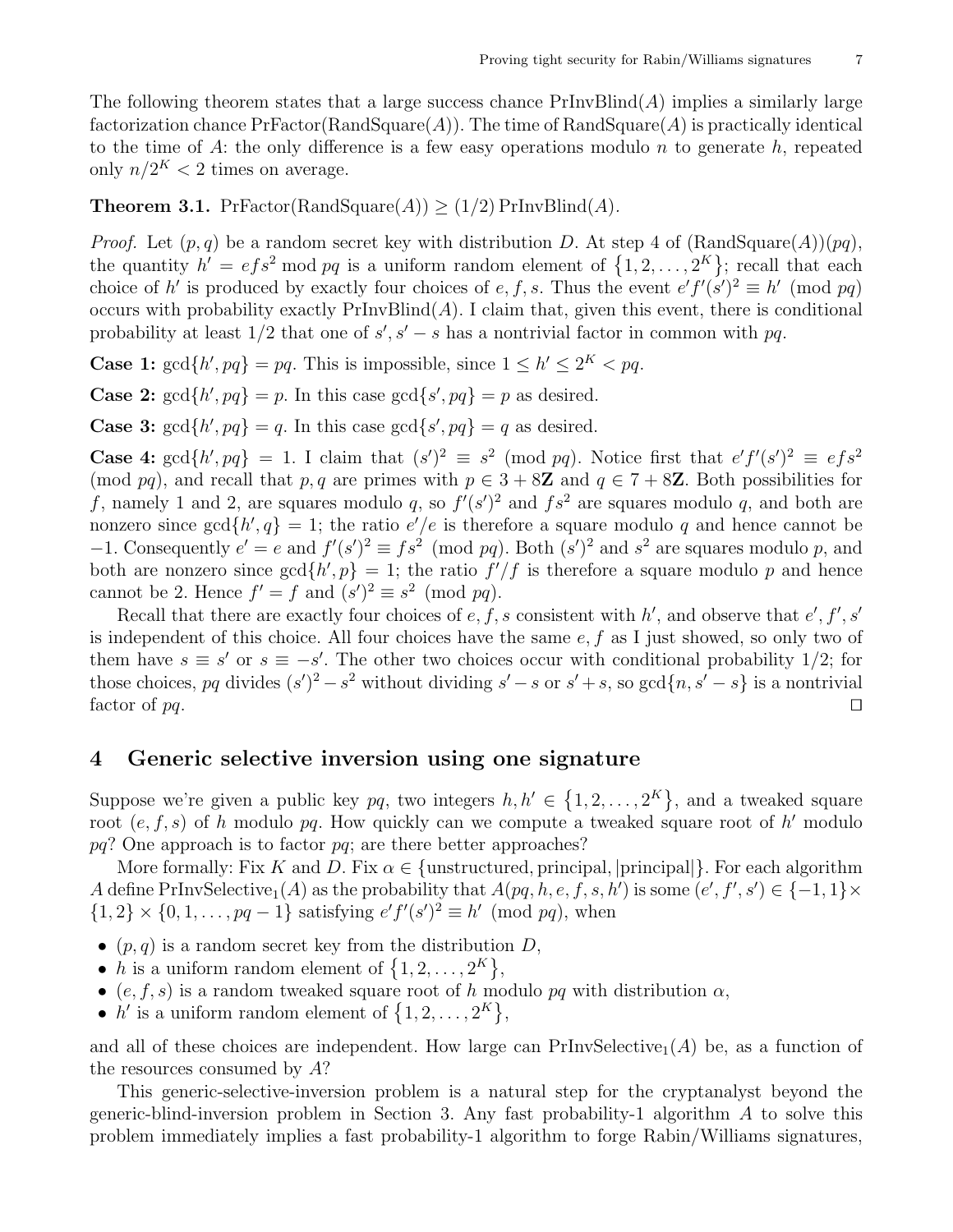The following theorem states that a large success chance PrInvBlind($A$) implies a similarly large factorization chance PrFactor(RandSquare($A$)). The time of RandSquare($A$) is practically identical to the time of $A$: the only difference is a few easy operations modulo $n$ to generate $h$, repeated only $n/2^K < 2$ times on average.

**Theorem 3.1.** PrFactor(RandSquare($A$)) $\ge (1/2)$ PrInvBlind($A$).

*Proof.* Let $(p, q)$ be a random secret key with distribution $D$. At step 4 of (RandSquare($A$))($pq$), the quantity $h' = efs^2 \bmod pq$ is a uniform random element of $\{1, 2, \ldots, 2^K\}$; recall that each choice of $h'$ is produced by exactly four choices of $e, f, s$. Thus the event $e'f'(s')^2 \equiv h' \pmod{pq}$ occurs with probability exactly PrInvBlind($A$). I claim that, given this event, there is conditional probability at least $1/2$ that one of $s', s' - s$ has a nontrivial factor in common with $pq$.

**Case 1:** $\gcd\{h', pq\} = pq$. This is impossible, since $1 \le h' \le 2^K < pq$.

**Case 2:** $\gcd\{h', pq\} = p$. In this case $\gcd\{s', pq\} = p$ as desired.

**Case 3:** $\gcd\{h', pq\} = q$. In this case $\gcd\{s', pq\} = q$ as desired.

**Case 4:** $\gcd\{h', pq\} = 1$. I claim that $(s')^2 \equiv s^2 \pmod{pq}$. Notice first that $e'f'(s')^2 \equiv efs^2 \pmod{pq}$, and recall that $p, q$ are primes with $p \in 3 + 8\mathbf{Z}$ and $q \in 7 + 8\mathbf{Z}$. Both possibilities for $f$, namely 1 and 2, are squares modulo $q$, so $f'(s')^2$ and $fs^2$ are squares modulo $q$, and both are nonzero since $\gcd\{h', q\} = 1$; the ratio $e'/e$ is therefore a square modulo $q$ and hence cannot be $-1$. Consequently $e' = e$ and $f'(s')^2 \equiv fs^2 \pmod{pq}$. Both $(s')^2$ and $s^2$ are squares modulo $p$, and both are nonzero since $\gcd\{h', p\} = 1$; the ratio $f'/f$ is therefore a square modulo $p$ and hence cannot be 2. Hence $f' = f$ and $(s')^2 \equiv s^2 \pmod{pq}$.

Recall that there are exactly four choices of $e, f, s$ consistent with $h'$, and observe that $e', f', s'$ is independent of this choice. All four choices have the same $e, f$ as I just showed, so only two of them have $s \equiv s'$ or $s \equiv -s'$. The other two choices occur with conditional probability $1/2$; for those choices, $pq$ divides $(s')^2 - s^2$ without dividing $s' - s$ or $s' + s$, so $\gcd\{n, s' - s\}$ is a nontrivial factor of $pq$. $\square$

## 4 Generic selective inversion using one signature

Suppose we're given a public key $pq$, two integers $h, h' \in \{1, 2, \ldots, 2^K\}$, and a tweaked square root $(e, f, s)$ of $h$ modulo $pq$. How quickly can we compute a tweaked square root of $h'$ modulo $pq$? One approach is to factor $pq$; are there better approaches?

More formally: Fix $K$ and $D$. Fix $\alpha \in \{\text{unstructured}, \text{principal}, |\text{principal}|\}$. For each algorithm $A$ define PrInvSelective$_1$($A$) as the probability that $A(pq, h, e, f, s, h')$ is some $(e', f', s') \in \{-1, 1\} \times \{1, 2\} \times \{0, 1, \ldots, pq - 1\}$ satisfying $e'f'(s')^2 \equiv h' \pmod{pq}$, when

- $(p, q)$ is a random secret key from the distribution $D$,
- $h$ is a uniform random element of $\{1, 2, \ldots, 2^K\}$,
- $(e, f, s)$ is a random tweaked square root of $h$ modulo $pq$ with distribution $\alpha$,
- $h'$ is a uniform random element of $\{1, 2, \ldots, 2^K\}$,

and all of these choices are independent. How large can PrInvSelective$_1$($A$) be, as a function of the resources consumed by $A$?

This generic-selective-inversion problem is a natural step for the cryptanalyst beyond the generic-blind-inversion problem in Section 3. Any fast probability-1 algorithm $A$ to solve this problem immediately implies a fast probability-1 algorithm to forge Rabin/Williams signatures,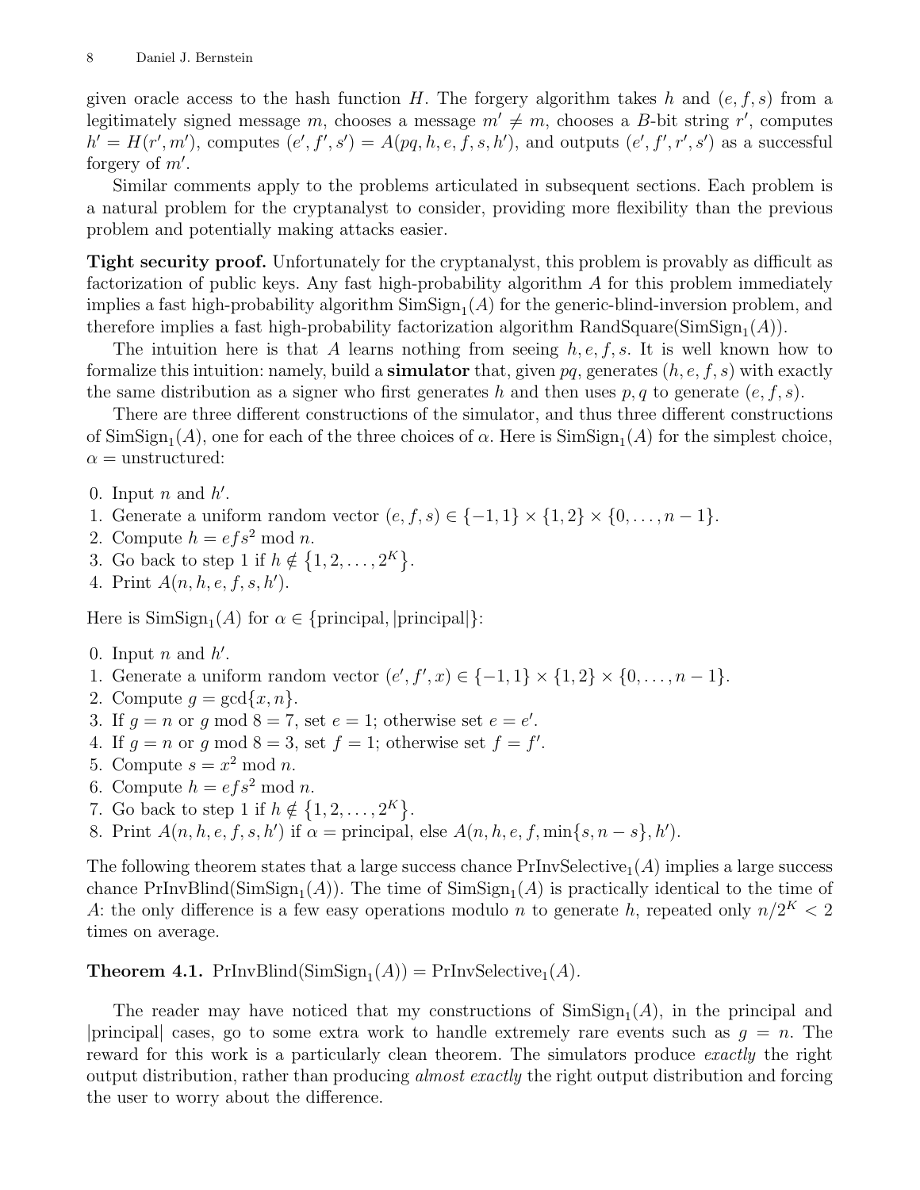given oracle access to the hash function $H$. The forgery algorithm takes $h$ and $(e, f, s)$ from a legitimately signed message $m$, chooses a message $m' \neq m$, chooses a $B$-bit string $r'$, computes $h' = H(r', m')$, computes $(e', f', s') = A(pq, h, e, f, s, h')$, and outputs $(e', f', r', s')$ as a successful forgery of $m'$.

Similar comments apply to the problems articulated in subsequent sections. Each problem is a natural problem for the cryptanalyst to consider, providing more flexibility than the previous problem and potentially making attacks easier.

**Tight security proof.** Unfortunately for the cryptanalyst, this problem is provably as difficult as factorization of public keys. Any fast high-probability algorithm $A$ for this problem immediately implies a fast high-probability algorithm $\mathrm{SimSign}_1(A)$ for the generic-blind-inversion problem, and therefore implies a fast high-probability factorization algorithm $\mathrm{RandSquare}(\mathrm{SimSign}_1(A))$.

The intuition here is that $A$ learns nothing from seeing $h, e, f, s$. It is well known how to formalize this intuition: namely, build a **simulator** that, given $pq$, generates $(h, e, f, s)$ with exactly the same distribution as a signer who first generates $h$ and then uses $p, q$ to generate $(e, f, s)$.

There are three different constructions of the simulator, and thus three different constructions of $\mathrm{SimSign}_1(A)$, one for each of the three choices of $\alpha$. Here is $\mathrm{SimSign}_1(A)$ for the simplest choice, $\alpha =$ unstructured:

0. Input $n$ and $h'$.
1. Generate a uniform random vector $(e, f, s) \in \{-1, 1\} \times \{1, 2\} \times \{0, \dots, n-1\}$.
2. Compute $h = efs^2 \bmod n$.
3. Go back to step 1 if $h \notin \{1, 2, \dots, 2^K\}$.
4. Print $A(n, h, e, f, s, h')$.

Here is $\mathrm{SimSign}_1(A)$ for $\alpha \in \{\text{principal}, |\text{principal}|\}$:

0. Input $n$ and $h'$.
1. Generate a uniform random vector $(e', f', x) \in \{-1, 1\} \times \{1, 2\} \times \{0, \dots, n-1\}$.
2. Compute $g = \gcd\{x, n\}$.
3. If $g = n$ or $g \bmod 8 = 7$, set $e = 1$; otherwise set $e = e'$.
4. If $g = n$ or $g \bmod 8 = 3$, set $f = 1$; otherwise set $f = f'$.
5. Compute $s = x^2 \bmod n$.
6. Compute $h = efs^2 \bmod n$.
7. Go back to step 1 if $h \notin \{1, 2, \dots, 2^K\}$.
8. Print $A(n, h, e, f, s, h')$ if $\alpha =$ principal, else $A(n, h, e, f, \min\{s, n-s\}, h')$.

The following theorem states that a large success chance $\mathrm{PrInvSelective}_1(A)$ implies a large success chance $\mathrm{PrInvBlind}(\mathrm{SimSign}_1(A))$. The time of $\mathrm{SimSign}_1(A)$ is practically identical to the time of $A$: the only difference is a few easy operations modulo $n$ to generate $h$, repeated only $n/2^K < 2$ times on average.

**Theorem 4.1.** $\mathrm{PrInvBlind}(\mathrm{SimSign}_1(A)) = \mathrm{PrInvSelective}_1(A)$.

The reader may have noticed that my constructions of $\mathrm{SimSign}_1(A)$, in the principal and $|\text{principal}|$ cases, go to some extra work to handle extremely rare events such as $g = n$. The reward for this work is a particularly clean theorem. The simulators produce *exactly* the right output distribution, rather than producing *almost exactly* the right output distribution and forcing the user to worry about the difference.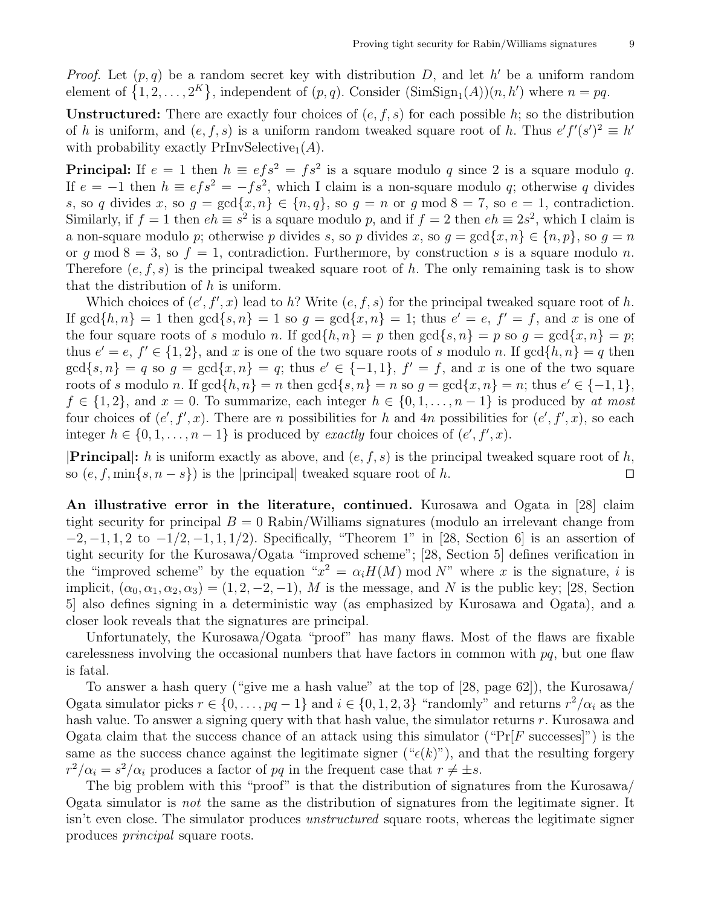*Proof.* Let $(p, q)$ be a random secret key with distribution $D$, and let $h'$ be a uniform random element of $\{1, 2, \ldots, 2^K\}$, independent of $(p, q)$. Consider $(\text{SimSign}_1(A))(n, h')$ where $n = pq$.

**Unstructured:** There are exactly four choices of $(e, f, s)$ for each possible $h$; so the distribution of $h$ is uniform, and $(e, f, s)$ is a uniform random tweaked square root of $h$. Thus $e'f'(s')^2 \equiv h'$ with probability exactly $\text{PrInvSelective}_1(A)$.

**Principal:** If $e = 1$ then $h \equiv efs^2 = fs^2$ is a square modulo $q$ since 2 is a square modulo $q$. If $e = -1$ then $h \equiv efs^2 = -fs^2$, which I claim is a non-square modulo $q$; otherwise $q$ divides $s$, so $q$ divides $x$, so $g = \gcd\{x, n\} \in \{n, q\}$, so $g = n$ or $g \bmod 8 = 7$, so $e = 1$, contradiction. Similarly, if $f = 1$ then $eh \equiv s^2$ is a square modulo $p$, and if $f = 2$ then $eh \equiv 2s^2$, which I claim is a non-square modulo $p$; otherwise $p$ divides $s$, so $p$ divides $x$, so $g = \gcd\{x, n\} \in \{n, p\}$, so $g = n$ or $g \bmod 8 = 3$, so $f = 1$, contradiction. Furthermore, by construction $s$ is a square modulo $n$. Therefore $(e, f, s)$ is the principal tweaked square root of $h$. The only remaining task is to show that the distribution of $h$ is uniform.

Which choices of $(e', f', x)$ lead to $h$? Write $(e, f, s)$ for the principal tweaked square root of $h$. If $\gcd\{h, n\} = 1$ then $\gcd\{s, n\} = 1$ so $g = \gcd\{x, n\} = 1$; thus $e' = e$, $f' = f$, and $x$ is one of the four square roots of $s$ modulo $n$. If $\gcd\{h, n\} = p$ then $\gcd\{s, n\} = p$ so $g = \gcd\{x, n\} = p$; thus $e' = e$, $f' \in \{1, 2\}$, and $x$ is one of the two square roots of $s$ modulo $n$. If $\gcd\{h, n\} = q$ then $\gcd\{s, n\} = q$ so $g = \gcd\{x, n\} = q$; thus $e' \in \{-1, 1\}$, $f' = f$, and $x$ is one of the two square roots of $s$ modulo $n$. If $\gcd\{h, n\} = n$ then $\gcd\{s, n\} = n$ so $g = \gcd\{x, n\} = n$; thus $e' \in \{-1, 1\}$, $f \in \{1, 2\}$, and $x = 0$. To summarize, each integer $h \in \{0, 1, \ldots, n-1\}$ is produced by *at most* four choices of $(e', f', x)$. There are $n$ possibilities for $h$ and $4n$ possibilities for $(e', f', x)$, so each integer $h \in \{0, 1, \ldots, n-1\}$ is produced by *exactly* four choices of $(e', f', x)$.

**|Principal|:** $h$ is uniform exactly as above, and $(e, f, s)$ is the principal tweaked square root of $h$, so $(e, f, \min\{s, n-s\})$ is the |principal| tweaked square root of $h$. □

**An illustrative error in the literature, continued.** Kurosawa and Ogata in [28] claim tight security for principal $B = 0$ Rabin/Williams signatures (modulo an irrelevant change from $-2, -1, 1, 2$ to $-1/2, -1, 1, 1/2$). Specifically, "Theorem 1" in [28, Section 6] is an assertion of tight security for the Kurosawa/Ogata "improved scheme"; [28, Section 5] defines verification in the "improved scheme" by the equation "$x^2 = \alpha_i H(M) \bmod N$" where $x$ is the signature, $i$ is implicit, $(\alpha_0, \alpha_1, \alpha_2, \alpha_3) = (1, 2, -2, -1)$, $M$ is the message, and $N$ is the public key; [28, Section 5] also defines signing in a deterministic way (as emphasized by Kurosawa and Ogata), and a closer look reveals that the signatures are principal.

Unfortunately, the Kurosawa/Ogata "proof" has many flaws. Most of the flaws are fixable carelessness involving the occasional numbers that have factors in common with $pq$, but one flaw is fatal.

To answer a hash query ("give me a hash value" at the top of [28, page 62]), the Kurosawa/Ogata simulator picks $r \in \{0, \ldots, pq-1\}$ and $i \in \{0, 1, 2, 3\}$ "randomly" and returns $r^2/\alpha_i$ as the hash value. To answer a signing query with that hash value, the simulator returns $r$. Kurosawa and Ogata claim that the success chance of an attack using this simulator ("Pr[$F$ successes]") is the same as the success chance against the legitimate signer ("$\epsilon(k)$"), and that the resulting forgery $r^2/\alpha_i = s^2/\alpha_i$ produces a factor of $pq$ in the frequent case that $r \neq \pm s$.

The big problem with this "proof" is that the distribution of signatures from the Kurosawa/Ogata simulator is *not* the same as the distribution of signatures from the legitimate signer. It isn't even close. The simulator produces *unstructured* square roots, whereas the legitimate signer produces *principal* square roots.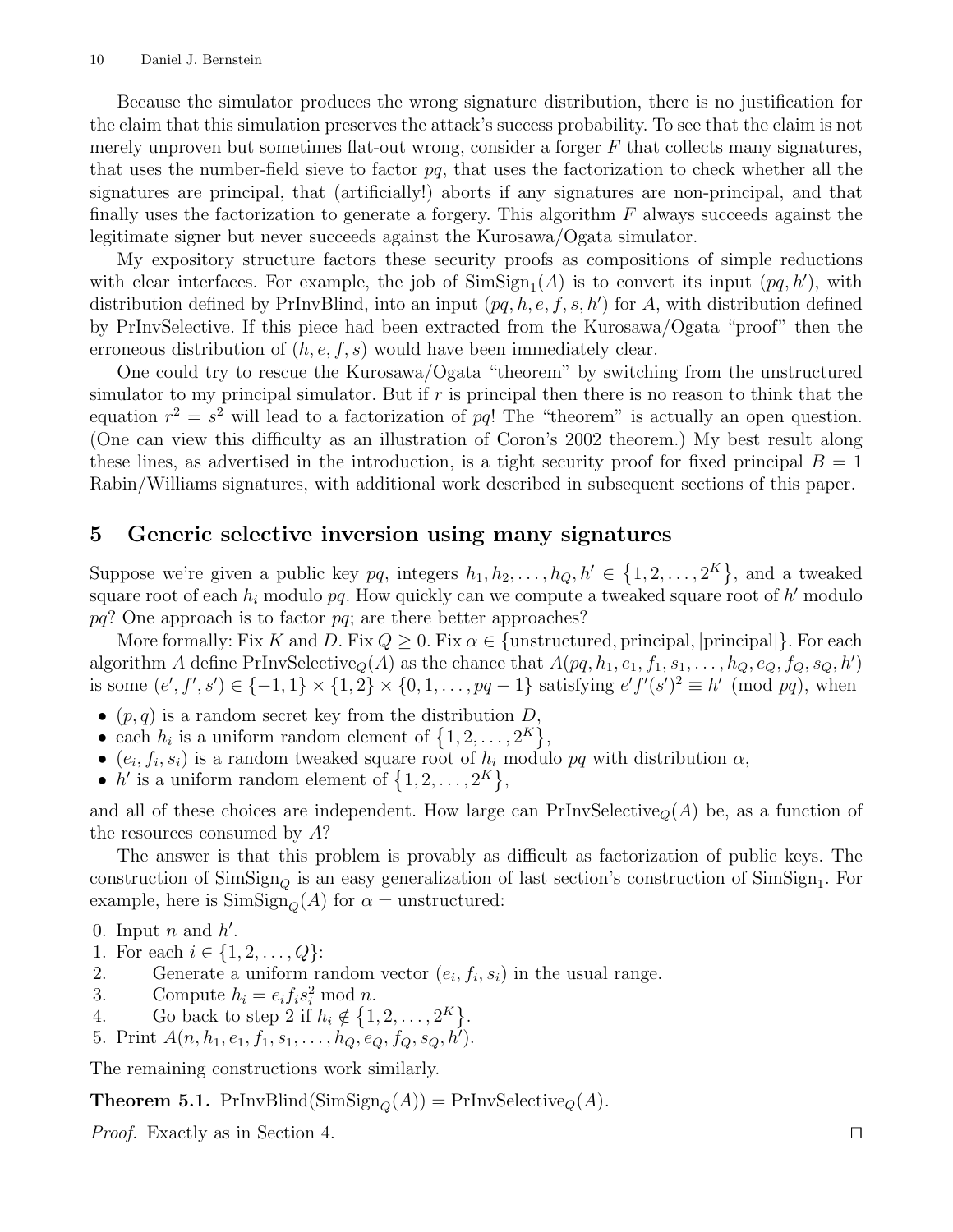Because the simulator produces the wrong signature distribution, there is no justification for the claim that this simulation preserves the attack's success probability. To see that the claim is not merely unproven but sometimes flat-out wrong, consider a forger $F$ that collects many signatures, that uses the number-field sieve to factor $pq$, that uses the factorization to check whether all the signatures are principal, that (artificially!) aborts if any signatures are non-principal, and that finally uses the factorization to generate a forgery. This algorithm $F$ always succeeds against the legitimate signer but never succeeds against the Kurosawa/Ogata simulator.

My expository structure factors these security proofs as compositions of simple reductions with clear interfaces. For example, the job of $\mathrm{SimSign}_1(A)$ is to convert its input $(pq, h')$, with distribution defined by PrInvBlind, into an input $(pq, h, e, f, s, h')$ for $A$, with distribution defined by PrInvSelective. If this piece had been extracted from the Kurosawa/Ogata "proof" then the erroneous distribution of $(h, e, f, s)$ would have been immediately clear.

One could try to rescue the Kurosawa/Ogata "theorem" by switching from the unstructured simulator to my principal simulator. But if $r$ is principal then there is no reason to think that the equation $r^2 = s^2$ will lead to a factorization of $pq$! The "theorem" is actually an open question. (One can view this difficulty as an illustration of Coron's 2002 theorem.) My best result along these lines, as advertised in the introduction, is a tight security proof for fixed principal $B = 1$ Rabin/Williams signatures, with additional work described in subsequent sections of this paper.

## 5 Generic selective inversion using many signatures

Suppose we're given a public key $pq$, integers $h_1, h_2, \ldots, h_Q, h' \in \{1, 2, \ldots, 2^K\}$, and a tweaked square root of each $h_i$ modulo $pq$. How quickly can we compute a tweaked square root of $h'$ modulo $pq$? One approach is to factor $pq$; are there better approaches?

More formally: Fix $K$ and $D$. Fix $Q \geq 0$. Fix $\alpha \in \{\text{unstructured}, \text{principal}, |\text{principal}|\}$. For each algorithm $A$ define $\mathrm{PrInvSelective}_Q(A)$ as the chance that $A(pq, h_1, e_1, f_1, s_1, \ldots, h_Q, e_Q, f_Q, s_Q, h')$ is some $(e', f', s') \in \{-1, 1\} \times \{1, 2\} \times \{0, 1, \ldots, pq - 1\}$ satisfying $e'f'(s')^2 \equiv h' \pmod{pq}$, when

- $(p, q)$ is a random secret key from the distribution $D$,
- each $h_i$ is a uniform random element of $\{1, 2, \ldots, 2^K\}$,
- $(e_i, f_i, s_i)$ is a random tweaked square root of $h_i$ modulo $pq$ with distribution $\alpha$,
- $h'$ is a uniform random element of $\{1, 2, \ldots, 2^K\}$,

and all of these choices are independent. How large can $\mathrm{PrInvSelective}_Q(A)$ be, as a function of the resources consumed by $A$?

The answer is that this problem is provably as difficult as factorization of public keys. The construction of $\mathrm{SimSign}_Q$ is an easy generalization of last section's construction of $\mathrm{SimSign}_1$. For example, here is $\mathrm{SimSign}_Q(A)$ for $\alpha =$ unstructured:

0. Input $n$ and $h'$.
1. For each $i \in \{1, 2, \ldots, Q\}$:
2. Generate a uniform random vector $(e_i, f_i, s_i)$ in the usual range.
3. Compute $h_i = e_i f_i s_i^2 \bmod n$.
4. Go back to step 2 if $h_i \notin \{1, 2, \ldots, 2^K\}$.
5. Print $A(n, h_1, e_1, f_1, s_1, \ldots, h_Q, e_Q, f_Q, s_Q, h')$.

The remaining constructions work similarly.

**Theorem 5.1.** $\mathrm{PrInvBlind}(\mathrm{SimSign}_Q(A)) = \mathrm{PrInvSelective}_Q(A)$.

*Proof.* Exactly as in Section 4. □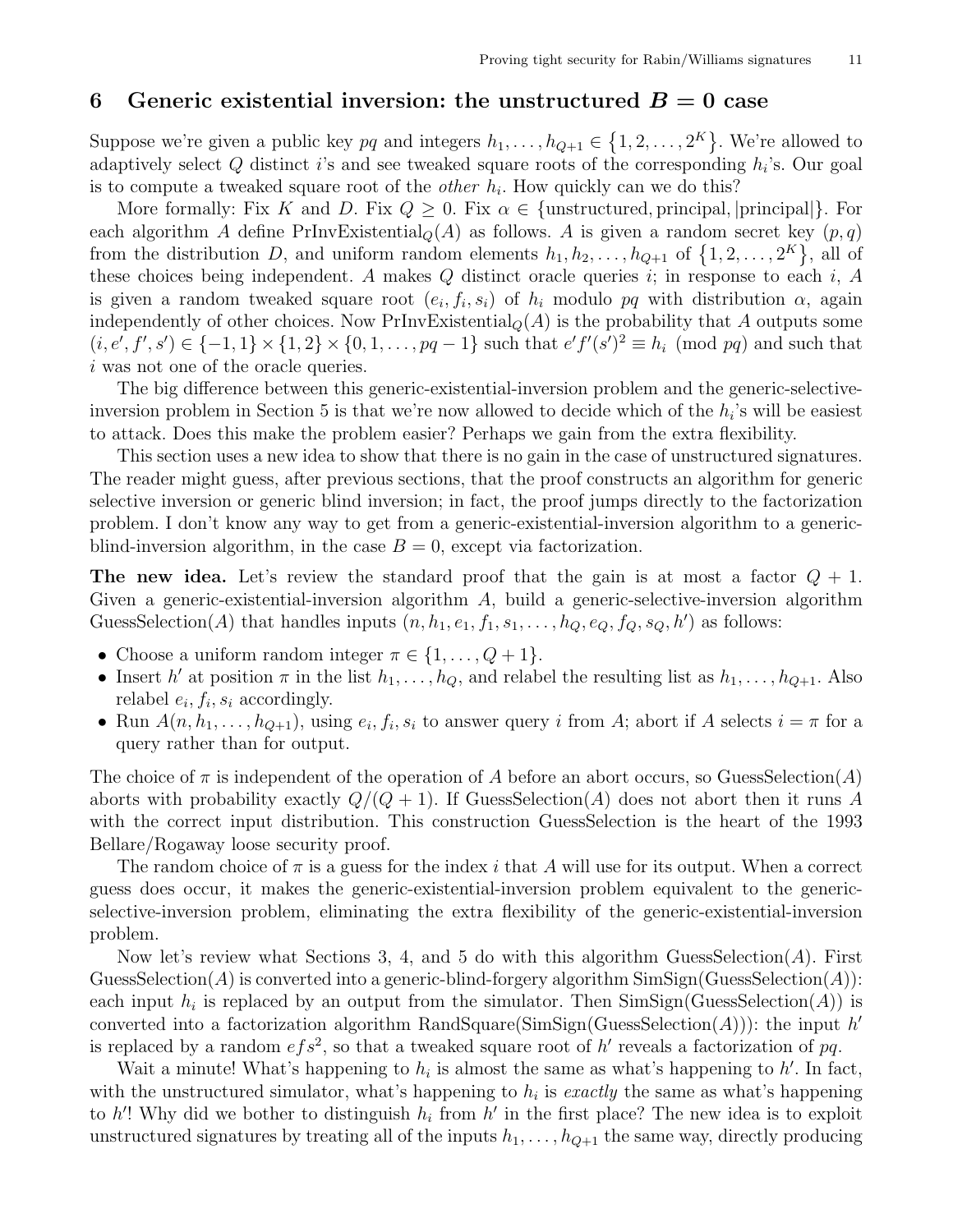## 6 Generic existential inversion: the unstructured $B = 0$ case

Suppose we're given a public key $pq$ and integers $h_1, \ldots, h_{Q+1} \in \{1, 2, \ldots, 2^K\}$. We're allowed to adaptively select $Q$ distinct $i$'s and see tweaked square roots of the corresponding $h_i$'s. Our goal is to compute a tweaked square root of the *other* $h_i$. How quickly can we do this?

More formally: Fix $K$ and $D$. Fix $Q \geq 0$. Fix $\alpha \in \{\text{unstructured}, \text{principal}, |\text{principal}|\}$. For each algorithm $A$ define $\text{PrInvExistential}_Q(A)$ as follows. $A$ is given a random secret key $(p, q)$ from the distribution $D$, and uniform random elements $h_1, h_2, \ldots, h_{Q+1}$ of $\{1, 2, \ldots, 2^K\}$, all of these choices being independent. $A$ makes $Q$ distinct oracle queries $i$; in response to each $i$, $A$ is given a random tweaked square root $(e_i, f_i, s_i)$ of $h_i$ modulo $pq$ with distribution $\alpha$, again independently of other choices. Now $\text{PrInvExistential}_Q(A)$ is the probability that $A$ outputs some $(i, e', f', s') \in \{-1, 1\} \times \{1, 2\} \times \{0, 1, \ldots, pq - 1\}$ such that $e' f' (s')^2 \equiv h_i \pmod{pq}$ and such that $i$ was not one of the oracle queries.

The big difference between this generic-existential-inversion problem and the generic-selective-inversion problem in Section 5 is that we're now allowed to decide which of the $h_i$'s will be easiest to attack. Does this make the problem easier? Perhaps we gain from the extra flexibility.

This section uses a new idea to show that there is no gain in the case of unstructured signatures. The reader might guess, after previous sections, that the proof constructs an algorithm for generic selective inversion or generic blind inversion; in fact, the proof jumps directly to the factorization problem. I don't know any way to get from a generic-existential-inversion algorithm to a generic-blind-inversion algorithm, in the case $B = 0$, except via factorization.

**The new idea.** Let's review the standard proof that the gain is at most a factor $Q + 1$. Given a generic-existential-inversion algorithm $A$, build a generic-selective-inversion algorithm $\text{GuessSelection}(A)$ that handles inputs $(n, h_1, e_1, f_1, s_1, \ldots, h_Q, e_Q, f_Q, s_Q, h')$ as follows:

- Choose a uniform random integer $\pi \in \{1, \ldots, Q + 1\}$.
- Insert $h'$ at position $\pi$ in the list $h_1, \ldots, h_Q$, and relabel the resulting list as $h_1, \ldots, h_{Q+1}$. Also relabel $e_i, f_i, s_i$ accordingly.
- Run $A(n, h_1, \ldots, h_{Q+1})$, using $e_i, f_i, s_i$ to answer query $i$ from $A$; abort if $A$ selects $i = \pi$ for a query rather than for output.

The choice of $\pi$ is independent of the operation of $A$ before an abort occurs, so $\text{GuessSelection}(A)$ aborts with probability exactly $Q/(Q + 1)$. If $\text{GuessSelection}(A)$ does not abort then it runs $A$ with the correct input distribution. This construction GuessSelection is the heart of the 1993 Bellare/Rogaway loose security proof.

The random choice of $\pi$ is a guess for the index $i$ that $A$ will use for its output. When a correct guess does occur, it makes the generic-existential-inversion problem equivalent to the generic-selective-inversion problem, eliminating the extra flexibility of the generic-existential-inversion problem.

Now let's review what Sections 3, 4, and 5 do with this algorithm $\text{GuessSelection}(A)$. First $\text{GuessSelection}(A)$ is converted into a generic-blind-forgery algorithm $\text{SimSign}(\text{GuessSelection}(A))$: each input $h_i$ is replaced by an output from the simulator. Then $\text{SimSign}(\text{GuessSelection}(A))$ is converted into a factorization algorithm $\text{RandSquare}(\text{SimSign}(\text{GuessSelection}(A)))$: the input $h'$ is replaced by a random $efs^2$, so that a tweaked square root of $h'$ reveals a factorization of $pq$.

Wait a minute! What's happening to $h_i$ is almost the same as what's happening to $h'$. In fact, with the unstructured simulator, what's happening to $h_i$ is *exactly* the same as what's happening to $h'$! Why did we bother to distinguish $h_i$ from $h'$ in the first place? The new idea is to exploit unstructured signatures by treating all of the inputs $h_1, \ldots, h_{Q+1}$ the same way, directly producing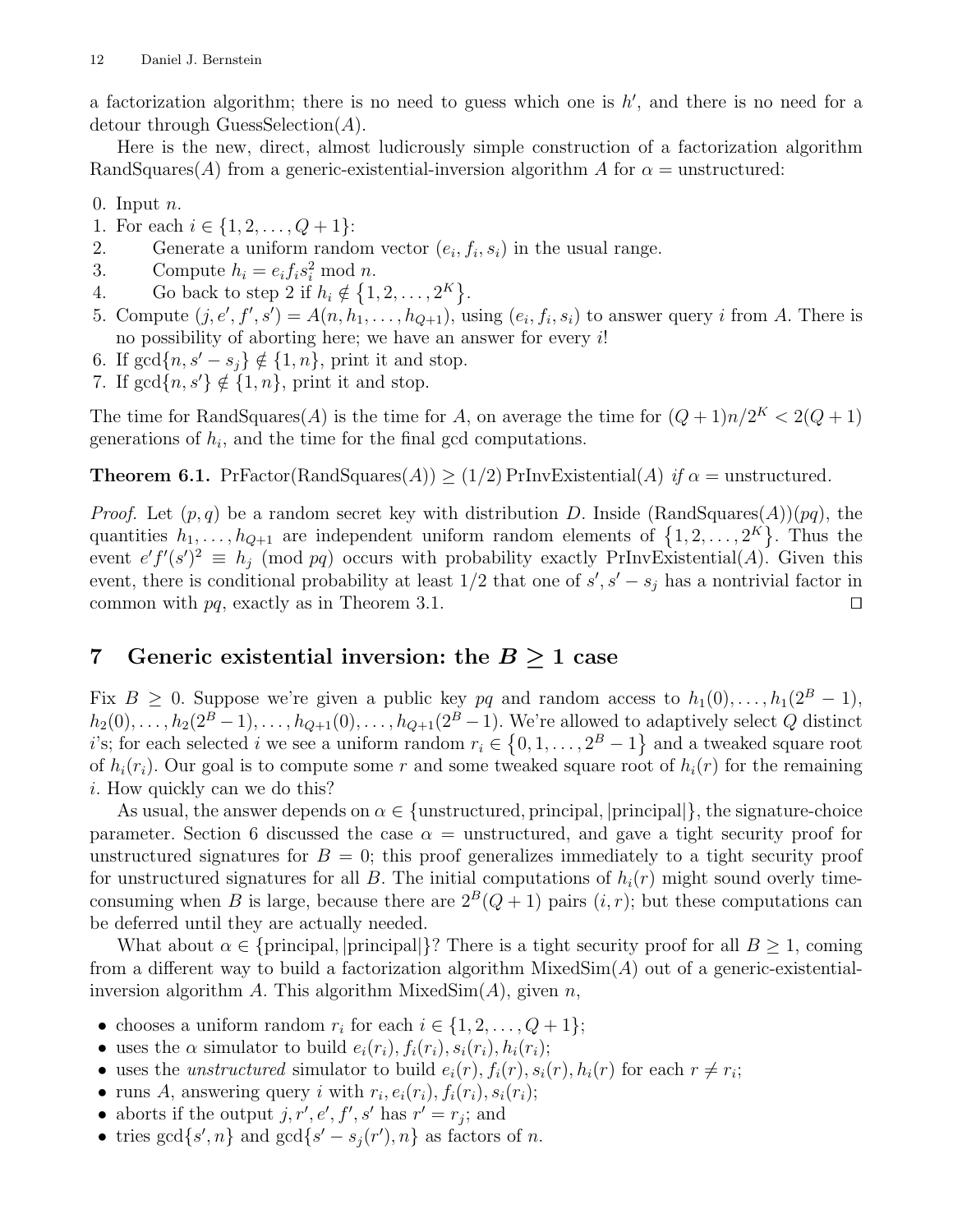a factorization algorithm; there is no need to guess which one is $h'$, and there is no need for a detour through GuessSelection($A$).

Here is the new, direct, almost ludicrously simple construction of a factorization algorithm RandSquares($A$) from a generic-existential-inversion algorithm $A$ for $\alpha$ = unstructured:

0. Input $n$.
1. For each $i \in \{1, 2, \ldots, Q+1\}$:
2. Generate a uniform random vector $(e_i, f_i, s_i)$ in the usual range.
3. Compute $h_i = e_i f_i s_i^2 \bmod n$.
4. Go back to step 2 if $h_i \notin \{1, 2, \ldots, 2^K\}$.
5. Compute $(j, e', f', s') = A(n, h_1, \ldots, h_{Q+1})$, using $(e_i, f_i, s_i)$ to answer query $i$ from $A$. There is no possibility of aborting here; we have an answer for every $i$!
6. If $\gcd\{n, s' - s_j\} \notin \{1, n\}$, print it and stop.
7. If $\gcd\{n, s'\} \notin \{1, n\}$, print it and stop.

The time for RandSquares($A$) is the time for $A$, on average the time for $(Q+1)n/2^K < 2(Q+1)$ generations of $h_i$, and the time for the final gcd computations.

**Theorem 6.1.** PrFactor(RandSquares($A$)) $\geq (1/2)$ PrInvExistential($A$) *if* $\alpha$ = unstructured.

*Proof.* Let $(p, q)$ be a random secret key with distribution $D$. Inside (RandSquares($A$))($pq$), the quantities $h_1, \ldots, h_{Q+1}$ are independent uniform random elements of $\{1, 2, \ldots, 2^K\}$. Thus the event $e'f'(s')^2 \equiv h_j \pmod{pq}$ occurs with probability exactly PrInvExistential($A$). Given this event, there is conditional probability at least $1/2$ that one of $s', s' - s_j$ has a nontrivial factor in common with $pq$, exactly as in Theorem 3.1. ◻

## 7 Generic existential inversion: the $B \geq 1$ case

Fix $B \geq 0$. Suppose we're given a public key $pq$ and random access to $h_1(0), \ldots, h_1(2^B - 1)$, $h_2(0), \ldots, h_2(2^B - 1), \ldots, h_{Q+1}(0), \ldots, h_{Q+1}(2^B - 1)$. We're allowed to adaptively select $Q$ distinct $i$'s; for each selected $i$ we see a uniform random $r_i \in \{0, 1, \ldots, 2^B - 1\}$ and a tweaked square root of $h_i(r_i)$. Our goal is to compute some $r$ and some tweaked square root of $h_i(r)$ for the remaining $i$. How quickly can we do this?

As usual, the answer depends on $\alpha \in \{\text{unstructured}, \text{principal}, |\text{principal}|\}$, the signature-choice parameter. Section 6 discussed the case $\alpha$ = unstructured, and gave a tight security proof for unstructured signatures for $B = 0$; this proof generalizes immediately to a tight security proof for unstructured signatures for all $B$. The initial computations of $h_i(r)$ might sound overly time-consuming when $B$ is large, because there are $2^B(Q+1)$ pairs $(i, r)$; but these computations can be deferred until they are actually needed.

What about $\alpha \in \{\text{principal}, |\text{principal}|\}$? There is a tight security proof for all $B \geq 1$, coming from a different way to build a factorization algorithm MixedSim($A$) out of a generic-existential-inversion algorithm $A$. This algorithm MixedSim($A$), given $n$,

- chooses a uniform random $r_i$ for each $i \in \{1, 2, \ldots, Q+1\}$;
- uses the $\alpha$ simulator to build $e_i(r_i), f_i(r_i), s_i(r_i), h_i(r_i)$;
- uses the *unstructured* simulator to build $e_i(r), f_i(r), s_i(r), h_i(r)$ for each $r \neq r_i$;
- runs $A$, answering query $i$ with $r_i, e_i(r_i), f_i(r_i), s_i(r_i)$;
- aborts if the output $j, r', e', f', s'$ has $r' = r_j$; and
- tries $\gcd\{s', n\}$ and $\gcd\{s' - s_j(r'), n\}$ as factors of $n$.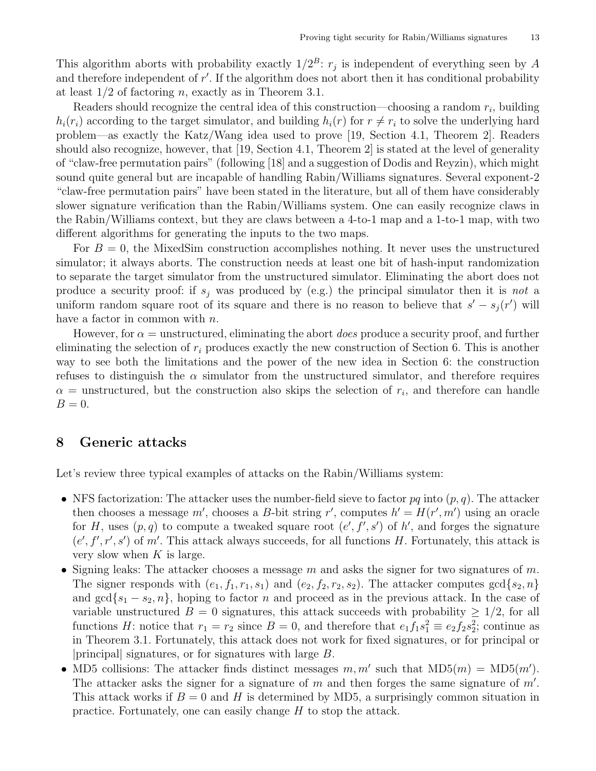This algorithm aborts with probability exactly $1/2^B$: $r_j$ is independent of everything seen by $A$ and therefore independent of $r'$. If the algorithm does not abort then it has conditional probability at least 1/2 of factoring $n$, exactly as in Theorem 3.1.

Readers should recognize the central idea of this construction—choosing a random $r_i$, building $h_i(r_i)$ according to the target simulator, and building $h_i(r)$ for $r \neq r_i$ to solve the underlying hard problem—as exactly the Katz/Wang idea used to prove [19, Section 4.1, Theorem 2]. Readers should also recognize, however, that [19, Section 4.1, Theorem 2] is stated at the level of generality of "claw-free permutation pairs" (following [18] and a suggestion of Dodis and Reyzin), which might sound quite general but are incapable of handling Rabin/Williams signatures. Several exponent-2 "claw-free permutation pairs" have been stated in the literature, but all of them have considerably slower signature verification than the Rabin/Williams system. One can easily recognize claws in the Rabin/Williams context, but they are claws between a 4-to-1 map and a 1-to-1 map, with two different algorithms for generating the inputs to the two maps.

For $B = 0$, the MixedSim construction accomplishes nothing. It never uses the unstructured simulator; it always aborts. The construction needs at least one bit of hash-input randomization to separate the target simulator from the unstructured simulator. Eliminating the abort does not produce a security proof: if $s_j$ was produced by (e.g.) the principal simulator then it is *not* a uniform random square root of its square and there is no reason to believe that $s' - s_j(r')$ will have a factor in common with $n$.

However, for $\alpha =$ unstructured, eliminating the abort *does* produce a security proof, and further eliminating the selection of $r_i$ produces exactly the new construction of Section 6. This is another way to see both the limitations and the power of the new idea in Section 6: the construction refuses to distinguish the $\alpha$ simulator from the unstructured simulator, and therefore requires $\alpha =$ unstructured, but the construction also skips the selection of $r_i$, and therefore can handle $B = 0$.

## 8 Generic attacks

Let's review three typical examples of attacks on the Rabin/Williams system:

- NFS factorization: The attacker uses the number-field sieve to factor $pq$ into $(p, q)$. The attacker then chooses a message $m'$, chooses a $B$-bit string $r'$, computes $h' = H(r', m')$ using an oracle for $H$, uses $(p, q)$ to compute a tweaked square root $(e', f', s')$ of $h'$, and forges the signature $(e', f', r', s')$ of $m'$. This attack always succeeds, for all functions $H$. Fortunately, this attack is very slow when $K$ is large.
- Signing leaks: The attacker chooses a message $m$ and asks the signer for two signatures of $m$. The signer responds with $(e_1, f_1, r_1, s_1)$ and $(e_2, f_2, r_2, s_2)$. The attacker computes $\gcd\{s_2, n\}$ and $\gcd\{s_1 - s_2, n\}$, hoping to factor $n$ and proceed as in the previous attack. In the case of variable unstructured $B = 0$ signatures, this attack succeeds with probability $\geq 1/2$, for all functions $H$: notice that $r_1 = r_2$ since $B = 0$, and therefore that $e_1 f_1 s_1^2 \equiv e_2 f_2 s_2^2$; continue as in Theorem 3.1. Fortunately, this attack does not work for fixed signatures, or for principal or |principal| signatures, or for signatures with large $B$.
- MD5 collisions: The attacker finds distinct messages $m, m'$ such that $\text{MD5}(m) = \text{MD5}(m')$. The attacker asks the signer for a signature of $m$ and then forges the same signature of $m'$. This attack works if $B = 0$ and $H$ is determined by MD5, a surprisingly common situation in practice. Fortunately, one can easily change $H$ to stop the attack.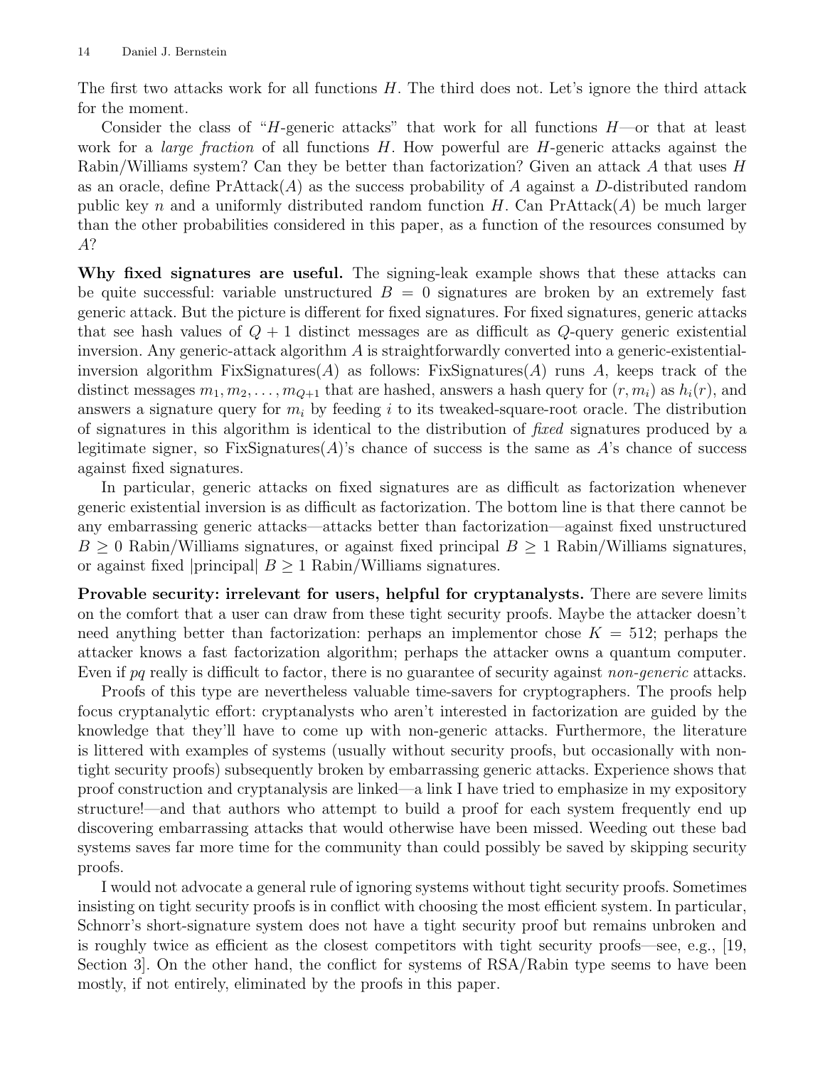The first two attacks work for all functions $H$. The third does not. Let's ignore the third attack for the moment.

Consider the class of "$H$-generic attacks" that work for all functions $H$—or that at least work for a *large fraction* of all functions $H$. How powerful are $H$-generic attacks against the Rabin/Williams system? Can they be better than factorization? Given an attack $A$ that uses $H$ as an oracle, define $\mathrm{PrAttack}(A)$ as the success probability of $A$ against a $D$-distributed random public key $n$ and a uniformly distributed random function $H$. Can $\mathrm{PrAttack}(A)$ be much larger than the other probabilities considered in this paper, as a function of the resources consumed by $A$?

**Why fixed signatures are useful.** The signing-leak example shows that these attacks can be quite successful: variable unstructured $B = 0$ signatures are broken by an extremely fast generic attack. But the picture is different for fixed signatures. For fixed signatures, generic attacks that see hash values of $Q + 1$ distinct messages are as difficult as $Q$-query generic existential inversion. Any generic-attack algorithm $A$ is straightforwardly converted into a generic-existential-inversion algorithm $\mathrm{FixSignatures}(A)$ as follows: $\mathrm{FixSignatures}(A)$ runs $A$, keeps track of the distinct messages $m_1, m_2, \ldots, m_{Q+1}$ that are hashed, answers a hash query for $(r, m_i)$ as $h_i(r)$, and answers a signature query for $m_i$ by feeding $i$ to its tweaked-square-root oracle. The distribution of signatures in this algorithm is identical to the distribution of *fixed* signatures produced by a legitimate signer, so $\mathrm{FixSignatures}(A)$'s chance of success is the same as $A$'s chance of success against fixed signatures.

In particular, generic attacks on fixed signatures are as difficult as factorization whenever generic existential inversion is as difficult as factorization. The bottom line is that there cannot be any embarrassing generic attacks—attacks better than factorization—against fixed unstructured $B \geq 0$ Rabin/Williams signatures, or against fixed principal $B \geq 1$ Rabin/Williams signatures, or against fixed |principal| $B \geq 1$ Rabin/Williams signatures.

**Provable security: irrelevant for users, helpful for cryptanalysts.** There are severe limits on the comfort that a user can draw from these tight security proofs. Maybe the attacker doesn't need anything better than factorization: perhaps an implementor chose $K = 512$; perhaps the attacker knows a fast factorization algorithm; perhaps the attacker owns a quantum computer. Even if $pq$ really is difficult to factor, there is no guarantee of security against *non-generic* attacks.

Proofs of this type are nevertheless valuable time-savers for cryptographers. The proofs help focus cryptanalytic effort: cryptanalysts who aren't interested in factorization are guided by the knowledge that they'll have to come up with non-generic attacks. Furthermore, the literature is littered with examples of systems (usually without security proofs, but occasionally with non-tight security proofs) subsequently broken by embarrassing generic attacks. Experience shows that proof construction and cryptanalysis are linked—a link I have tried to emphasize in my expository structure!—and that authors who attempt to build a proof for each system frequently end up discovering embarrassing attacks that would otherwise have been missed. Weeding out these bad systems saves far more time for the community than could possibly be saved by skipping security proofs.

I would not advocate a general rule of ignoring systems without tight security proofs. Sometimes insisting on tight security proofs is in conflict with choosing the most efficient system. In particular, Schnorr's short-signature system does not have a tight security proof but remains unbroken and is roughly twice as efficient as the closest competitors with tight security proofs—see, e.g., [19, Section 3]. On the other hand, the conflict for systems of RSA/Rabin type seems to have been mostly, if not entirely, eliminated by the proofs in this paper.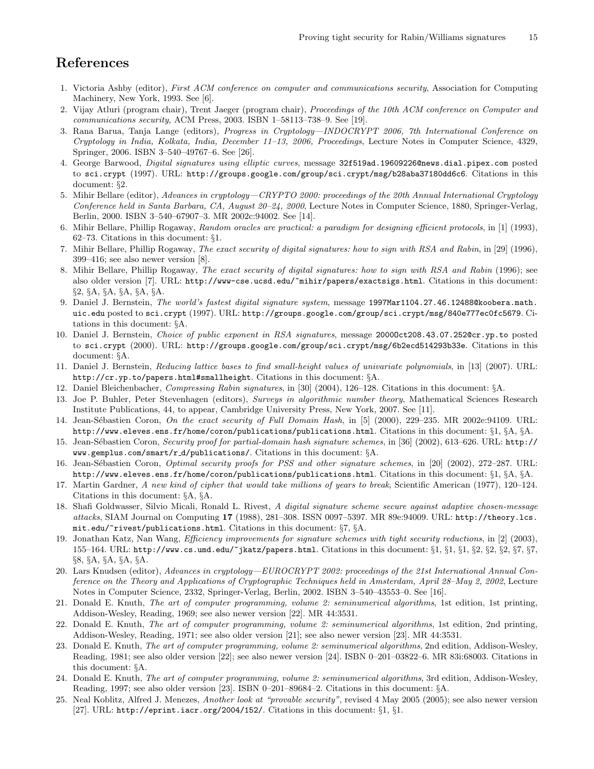## References

1. Victoria Ashby (editor), *First ACM conference on computer and communications security*, Association for Computing Machinery, New York, 1993. See [6].
2. Vijay Atluri (program chair), Trent Jaeger (program chair), *Proceedings of the 10th ACM conference on Computer and communications security*, ACM Press, 2003. ISBN 1–58113–738–9. See [19].
3. Rana Barua, Tanja Lange (editors), *Progress in Cryptology—INDOCRYPT 2006, 7th International Conference on Cryptology in India, Kolkata, India, December 11–13, 2006, Proceedings*, Lecture Notes in Computer Science, 4329, Springer, 2006. ISBN 3–540–49767–6. See [26].
4. George Barwood, *Digital signatures using elliptic curves*, message `32f519ad.19609226@news.dial.pipex.com` posted to `sci.crypt` (1997). URL: `http://groups.google.com/group/sci.crypt/msg/b28aba37180dd6c6`. Citations in this document: §2.
5. Mihir Bellare (editor), *Advances in cryptology—CRYPTO 2000: proceedings of the 20th Annual International Cryptology Conference held in Santa Barbara, CA, August 20–24, 2000*, Lecture Notes in Computer Science, 1880, Springer-Verlag, Berlin, 2000. ISBN 3–540–67907–3. MR 2002c:94002. See [14].
6. Mihir Bellare, Phillip Rogaway, *Random oracles are practical: a paradigm for designing efficient protocols*, in [1] (1993), 62–73. Citations in this document: §1.
7. Mihir Bellare, Phillip Rogaway, *The exact security of digital signatures: how to sign with RSA and Rabin*, in [29] (1996), 399–416; see also newer version [8].
8. Mihir Bellare, Phillip Rogaway, *The exact security of digital signatures: how to sign with RSA and Rabin* (1996); see also older version [7]. URL: `http://www-cse.ucsd.edu/~mihir/papers/exactsigs.html`. Citations in this document: §2, §A, §A, §A, §A, §A.
9. Daniel J. Bernstein, *The world's fastest digital signature system*, message `1997Mar1104.27.46.12488@koobera.math.uic.edu` posted to `sci.crypt` (1997). URL: `http://groups.google.com/group/sci.crypt/msg/840e777ec0fc5679`. Citations in this document: §A.
10. Daniel J. Bernstein, *Choice of public exponent in RSA signatures*, message `20000ct208.43.07.252@cr.yp.to` posted to `sci.crypt` (2000). URL: `http://groups.google.com/group/sci.crypt/msg/6b2ecd514293b33e`. Citations in this document: §A.
11. Daniel J. Bernstein, *Reducing lattice bases to find small-height values of univariate polynomials*, in [13] (2007). URL: `http://cr.yp.to/papers.html#smallheight`. Citations in this document: §A.
12. Daniel Bleichenbacher, *Compressing Rabin signatures*, in [30] (2004), 126–128. Citations in this document: §A.
13. Joe P. Buhler, Peter Stevenhagen (editors), *Surveys in algorithmic number theory*, Mathematical Sciences Research Institute Publications, 44, to appear, Cambridge University Press, New York, 2007. See [11].
14. Jean-Sébastien Coron, *On the exact security of Full Domain Hash*, in [5] (2000), 229–235. MR 2002e:94109. URL: `http://www.eleves.ens.fr/home/coron/publications/publications.html`. Citations in this document: §1, §A, §A.
15. Jean-Sébastien Coron, *Security proof for partial-domain hash signature schemes*, in [36] (2002), 613–626. URL: `http://www.gemplus.com/smart/r_d/publications/`. Citations in this document: §A.
16. Jean-Sébastien Coron, *Optimal security proofs for PSS and other signature schemes*, in [20] (2002), 272–287. URL: `http://www.eleves.ens.fr/home/coron/publications/publications.html`. Citations in this document: §1, §A, §A.
17. Martin Gardner, *A new kind of cipher that would take millions of years to break*, Scientific American (1977), 120–124. Citations in this document: §A, §A.
18. Shafi Goldwasser, Silvio Micali, Ronald L. Rivest, *A digital signature scheme secure against adaptive chosen-message attacks*, SIAM Journal on Computing **17** (1988), 281–308. ISSN 0097–5397. MR 89e:94009. URL: `http://theory.lcs.mit.edu/~rivest/publications.html`. Citations in this document: §7, §A.
19. Jonathan Katz, Nan Wang, *Efficiency improvements for signature schemes with tight security reductions*, in [2] (2003), 155–164. URL: `http://www.cs.umd.edu/~jkatz/papers.html`. Citations in this document: §1, §1, §1, §2, §2, §2, §7, §7, §8, §A, §A, §A, §A.
20. Lars Knudsen (editor), *Advances in cryptology—EUROCRYPT 2002: proceedings of the 21st International Annual Conference on the Theory and Applications of Cryptographic Techniques held in Amsterdam, April 28–May 2, 2002*, Lecture Notes in Computer Science, 2332, Springer-Verlag, Berlin, 2002. ISBN 3–540–43553–0. See [16].
21. Donald E. Knuth, *The art of computer programming, volume 2: seminumerical algorithms*, 1st edition, 1st printing, Addison-Wesley, Reading, 1969; see also newer version [22]. MR 44:3531.
22. Donald E. Knuth, *The art of computer programming, volume 2: seminumerical algorithms*, 1st edition, 2nd printing, Addison-Wesley, Reading, 1971; see also older version [21]; see also newer version [23]. MR 44:3531.
23. Donald E. Knuth, *The art of computer programming, volume 2: seminumerical algorithms*, 2nd edition, Addison-Wesley, Reading, 1981; see also older version [22]; see also newer version [24]. ISBN 0–201–03822–6. MR 83i:68003. Citations in this document: §A.
24. Donald E. Knuth, *The art of computer programming, volume 2: seminumerical algorithms*, 3rd edition, Addison-Wesley, Reading, 1997; see also older version [23]. ISBN 0–201–89684–2. Citations in this document: §A.
25. Neal Koblitz, Alfred J. Menezes, *Another look at "provable security"*, revised 4 May 2005 (2005); see also newer version [27]. URL: `http://eprint.iacr.org/2004/152/`. Citations in this document: §1, §1.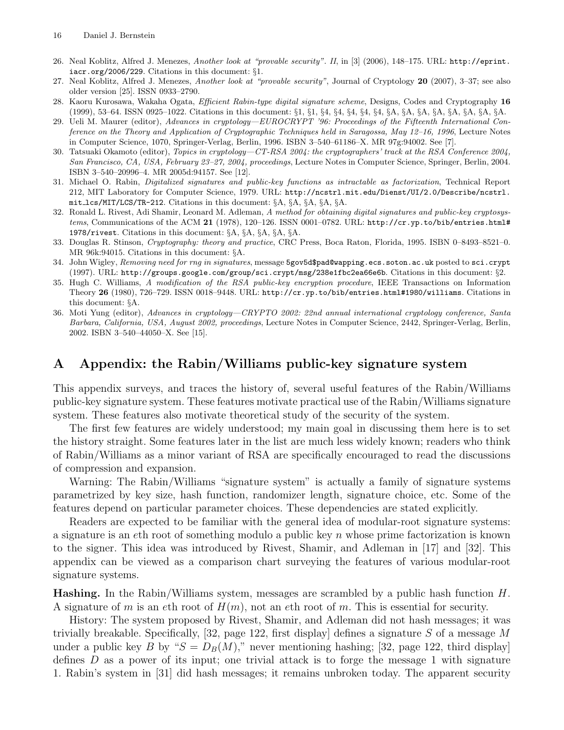26. Neal Koblitz, Alfred J. Menezes, *Another look at "provable security". II*, in [3] (2006), 148–175. URL: http://eprint.iacr.org/2006/229. Citations in this document: §1.
27. Neal Koblitz, Alfred J. Menezes, *Another look at "provable security"*, Journal of Cryptology **20** (2007), 3–37; see also older version [25]. ISSN 0933–2790.
28. Kaoru Kurosawa, Wakaha Ogata, *Efficient Rabin-type digital signature scheme*, Designs, Codes and Cryptography **16** (1999), 53–64. ISSN 0925–1022. Citations in this document: §1, §1, §4, §4, §4, §4, §4, §A, §A, §A, §A, §A, §A, §A, §A.
29. Ueli M. Maurer (editor), *Advances in cryptology—EUROCRYPT '96: Proceedings of the Fifteenth International Conference on the Theory and Application of Cryptographic Techniques held in Saragossa, May 12–16, 1996*, Lecture Notes in Computer Science, 1070, Springer-Verlag, Berlin, 1996. ISBN 3–540–61186–X. MR 97g:94002. See [7].
30. Tatsuaki Okamoto (editor), *Topics in cryptology—CT-RSA 2004: the cryptographers' track at the RSA Conference 2004, San Francisco, CA, USA, February 23–27, 2004, proceedings*, Lecture Notes in Computer Science, Springer, Berlin, 2004. ISBN 3–540–20996–4. MR 2005d:94157. See [12].
31. Michael O. Rabin, *Digitalized signatures and public-key functions as intractable as factorization*, Technical Report 212, MIT Laboratory for Computer Science, 1979. URL: http://ncstrl.mit.edu/Dienst/UI/2.0/Describe/ncstrl.mit_lcs/MIT/LCS/TR-212. Citations in this document: §A, §A, §A, §A, §A.
32. Ronald L. Rivest, Adi Shamir, Leonard M. Adleman, *A method for obtaining digital signatures and public-key cryptosystems*, Communications of the ACM **21** (1978), 120–126. ISSN 0001–0782. URL: http://cr.yp.to/bib/entries.html#1978/rivest. Citations in this document: §A, §A, §A, §A, §A.
33. Douglas R. Stinson, *Cryptography: theory and practice*, CRC Press, Boca Raton, Florida, 1995. ISBN 0–8493–8521–0. MR 96k:94015. Citations in this document: §A.
34. John Wigley, *Removing need for rng in signatures*, message 5gov5d$pad@wapping.ecs.soton.ac.uk posted to sci.crypt (1997). URL: http://groups.google.com/group/sci.crypt/msg/238e1fbc2ea66e6b. Citations in this document: §2.
35. Hugh C. Williams, *A modification of the RSA public-key encryption procedure*, IEEE Transactions on Information Theory **26** (1980), 726–729. ISSN 0018–9448. URL: http://cr.yp.to/bib/entries.html#1980/williams. Citations in this document: §A.
36. Moti Yung (editor), *Advances in cryptology—CRYPTO 2002: 22nd annual international cryptology conference, Santa Barbara, California, USA, August 2002, proceedings*, Lecture Notes in Computer Science, 2442, Springer-Verlag, Berlin, 2002. ISBN 3–540–44050–X. See [15].

# A Appendix: the Rabin/Williams public-key signature system

This appendix surveys, and traces the history of, several useful features of the Rabin/Williams public-key signature system. These features motivate practical use of the Rabin/Williams signature system. These features also motivate theoretical study of the security of the system.

The first few features are widely understood; my main goal in discussing them here is to set the history straight. Some features later in the list are much less widely known; readers who think of Rabin/Williams as a minor variant of RSA are specifically encouraged to read the discussions of compression and expansion.

Warning: The Rabin/Williams "signature system" is actually a family of signature systems parametrized by key size, hash function, randomizer length, signature choice, etc. Some of the features depend on particular parameter choices. These dependencies are stated explicitly.

Readers are expected to be familiar with the general idea of modular-root signature systems: a signature is an $e$th root of something modulo a public key $n$ whose prime factorization is known to the signer. This idea was introduced by Rivest, Shamir, and Adleman in [17] and [32]. This appendix can be viewed as a comparison chart surveying the features of various modular-root signature systems.

**Hashing.** In the Rabin/Williams system, messages are scrambled by a public hash function $H$. A signature of $m$ is an $e$th root of $H(m)$, not an $e$th root of $m$. This is essential for security.

History: The system proposed by Rivest, Shamir, and Adleman did not hash messages; it was trivially breakable. Specifically, [32, page 122, first display] defines a signature $S$ of a message $M$ under a public key $B$ by "$S = D_B(M)$," never mentioning hashing; [32, page 122, third display] defines $D$ as a power of its input; one trivial attack is to forge the message 1 with signature 1. Rabin's system in [31] did hash messages; it remains unbroken today. The apparent security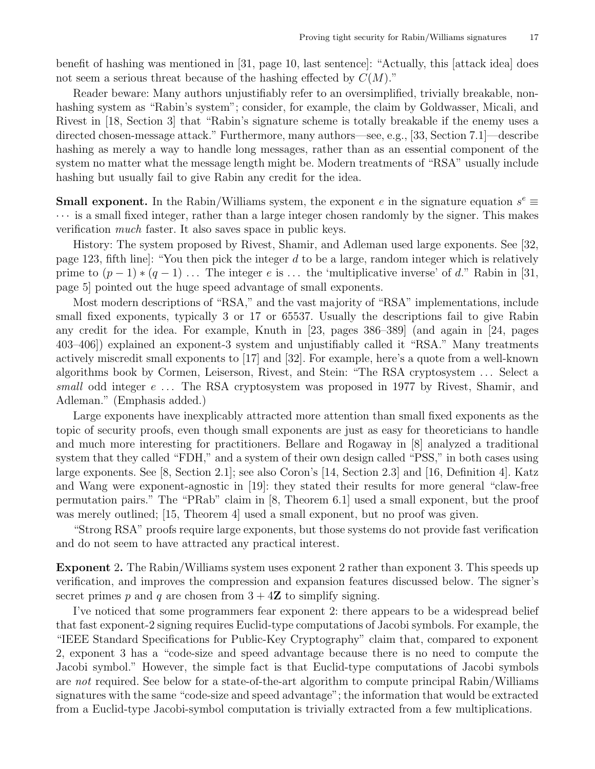benefit of hashing was mentioned in [31, page 10, last sentence]: "Actually, this [attack idea] does not seem a serious threat because of the hashing effected by $C(M)$."

Reader beware: Many authors unjustifiably refer to an oversimplified, trivially breakable, non-hashing system as "Rabin's system"; consider, for example, the claim by Goldwasser, Micali, and Rivest in [18, Section 3] that "Rabin's signature scheme is totally breakable if the enemy uses a directed chosen-message attack." Furthermore, many authors—see, e.g., [33, Section 7.1]—describe hashing as merely a way to handle long messages, rather than as an essential component of the system no matter what the message length might be. Modern treatments of "RSA" usually include hashing but usually fail to give Rabin any credit for the idea.

**Small exponent.** In the Rabin/Williams system, the exponent $e$ in the signature equation $s^e \equiv \cdots$ is a small fixed integer, rather than a large integer chosen randomly by the signer. This makes verification *much* faster. It also saves space in public keys.

History: The system proposed by Rivest, Shamir, and Adleman used large exponents. See [32, page 123, fifth line]: "You then pick the integer $d$ to be a large, random integer which is relatively prime to $(p-1)*(q-1)$ ... The integer $e$ is ... the 'multiplicative inverse' of $d$." Rabin in [31, page 5] pointed out the huge speed advantage of small exponents.

Most modern descriptions of "RSA," and the vast majority of "RSA" implementations, include small fixed exponents, typically 3 or 17 or 65537. Usually the descriptions fail to give Rabin any credit for the idea. For example, Knuth in [23, pages 386–389] (and again in [24, pages 403–406]) explained an exponent-3 system and unjustifiably called it "RSA." Many treatments actively miscredit small exponents to [17] and [32]. For example, here's a quote from a well-known algorithms book by Cormen, Leiserson, Rivest, and Stein: "The RSA cryptosystem ... Select a *small* odd integer $e$ ... The RSA cryptosystem was proposed in 1977 by Rivest, Shamir, and Adleman." (Emphasis added.)

Large exponents have inexplicably attracted more attention than small fixed exponents as the topic of security proofs, even though small exponents are just as easy for theoreticians to handle and much more interesting for practitioners. Bellare and Rogaway in [8] analyzed a traditional system that they called "FDH," and a system of their own design called "PSS," in both cases using large exponents. See [8, Section 2.1]; see also Coron's [14, Section 2.3] and [16, Definition 4]. Katz and Wang were exponent-agnostic in [19]: they stated their results for more general "claw-free permutation pairs." The "PRab" claim in [8, Theorem 6.1] used a small exponent, but the proof was merely outlined; [15, Theorem 4] used a small exponent, but no proof was given.

"Strong RSA" proofs require large exponents, but those systems do not provide fast verification and do not seem to have attracted any practical interest.

**Exponent 2.** The Rabin/Williams system uses exponent 2 rather than exponent 3. This speeds up verification, and improves the compression and expansion features discussed below. The signer's secret primes $p$ and $q$ are chosen from $3 + 4\mathbf{Z}$ to simplify signing.

I've noticed that some programmers fear exponent 2: there appears to be a widespread belief that fast exponent-2 signing requires Euclid-type computations of Jacobi symbols. For example, the "IEEE Standard Specifications for Public-Key Cryptography" claim that, compared to exponent 2, exponent 3 has a "code-size and speed advantage because there is no need to compute the Jacobi symbol." However, the simple fact is that Euclid-type computations of Jacobi symbols are *not* required. See below for a state-of-the-art algorithm to compute principal Rabin/Williams signatures with the same "code-size and speed advantage"; the information that would be extracted from a Euclid-type Jacobi-symbol computation is trivially extracted from a few multiplications.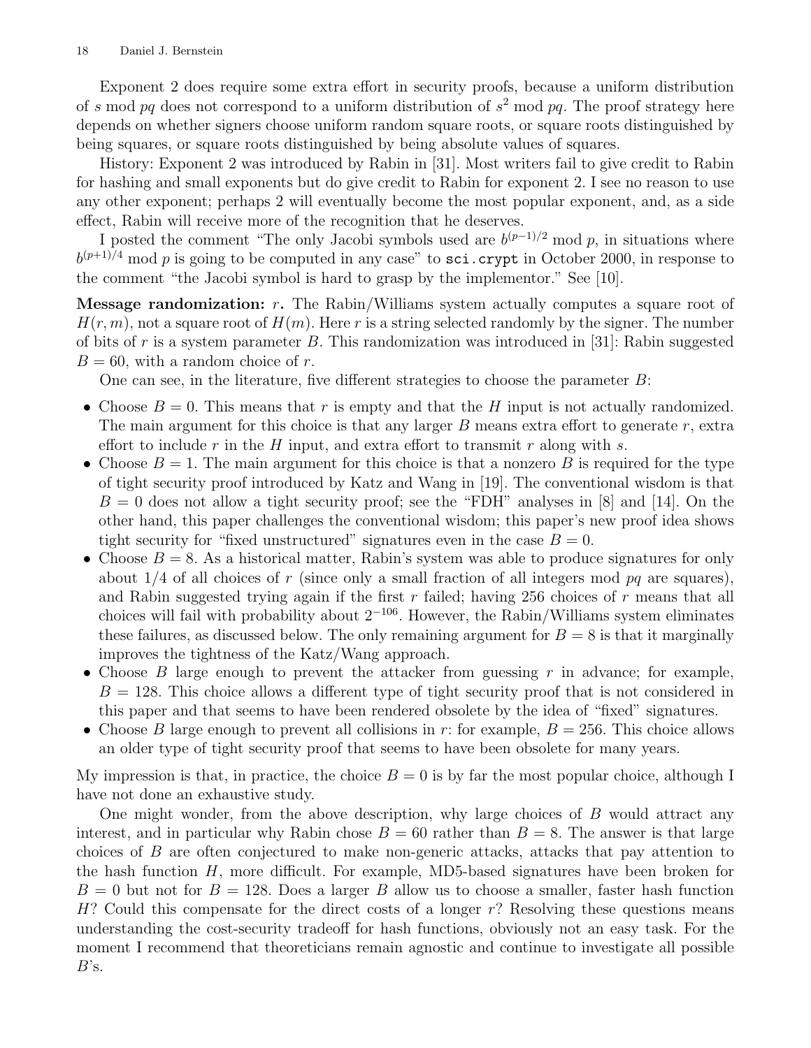Exponent 2 does require some extra effort in security proofs, because a uniform distribution of $s \bmod pq$ does not correspond to a uniform distribution of $s^2 \bmod pq$. The proof strategy here depends on whether signers choose uniform random square roots, or square roots distinguished by being squares, or square roots distinguished by being absolute values of squares.

History: Exponent 2 was introduced by Rabin in [31]. Most writers fail to give credit to Rabin for hashing and small exponents but do give credit to Rabin for exponent 2. I see no reason to use any other exponent; perhaps 2 will eventually become the most popular exponent, and, as a side effect, Rabin will receive more of the recognition that he deserves.

I posted the comment "The only Jacobi symbols used are $b^{(p-1)/2} \bmod p$, in situations where $b^{(p+1)/4} \bmod p$ is going to be computed in any case" to `sci.crypt` in October 2000, in response to the comment "the Jacobi symbol is hard to grasp by the implementor." See [10].

**Message randomization:** $r$**.** The Rabin/Williams system actually computes a square root of $H(r, m)$, not a square root of $H(m)$. Here $r$ is a string selected randomly by the signer. The number of bits of $r$ is a system parameter $B$. This randomization was introduced in [31]: Rabin suggested $B = 60$, with a random choice of $r$.

One can see, in the literature, five different strategies to choose the parameter $B$:

- Choose $B = 0$. This means that $r$ is empty and that the $H$ input is not actually randomized. The main argument for this choice is that any larger $B$ means extra effort to generate $r$, extra effort to include $r$ in the $H$ input, and extra effort to transmit $r$ along with $s$.
- Choose $B = 1$. The main argument for this choice is that a nonzero $B$ is required for the type of tight security proof introduced by Katz and Wang in [19]. The conventional wisdom is that $B = 0$ does not allow a tight security proof; see the "FDH" analyses in [8] and [14]. On the other hand, this paper challenges the conventional wisdom; this paper's new proof idea shows tight security for "fixed unstructured" signatures even in the case $B = 0$.
- Choose $B = 8$. As a historical matter, Rabin's system was able to produce signatures for only about 1/4 of all choices of $r$ (since only a small fraction of all integers mod $pq$ are squares), and Rabin suggested trying again if the first $r$ failed; having 256 choices of $r$ means that all choices will fail with probability about $2^{-106}$. However, the Rabin/Williams system eliminates these failures, as discussed below. The only remaining argument for $B = 8$ is that it marginally improves the tightness of the Katz/Wang approach.
- Choose $B$ large enough to prevent the attacker from guessing $r$ in advance; for example, $B = 128$. This choice allows a different type of tight security proof that is not considered in this paper and that seems to have been rendered obsolete by the idea of "fixed" signatures.
- Choose $B$ large enough to prevent all collisions in $r$: for example, $B = 256$. This choice allows an older type of tight security proof that seems to have been obsolete for many years.

My impression is that, in practice, the choice $B = 0$ is by far the most popular choice, although I have not done an exhaustive study.

One might wonder, from the above description, why large choices of $B$ would attract any interest, and in particular why Rabin chose $B = 60$ rather than $B = 8$. The answer is that large choices of $B$ are often conjectured to make non-generic attacks, attacks that pay attention to the hash function $H$, more difficult. For example, MD5-based signatures have been broken for $B = 0$ but not for $B = 128$. Does a larger $B$ allow us to choose a smaller, faster hash function $H$? Could this compensate for the direct costs of a longer $r$? Resolving these questions means understanding the cost-security tradeoff for hash functions, obviously not an easy task. For the moment I recommend that theoreticians remain agnostic and continue to investigate all possible $B$'s.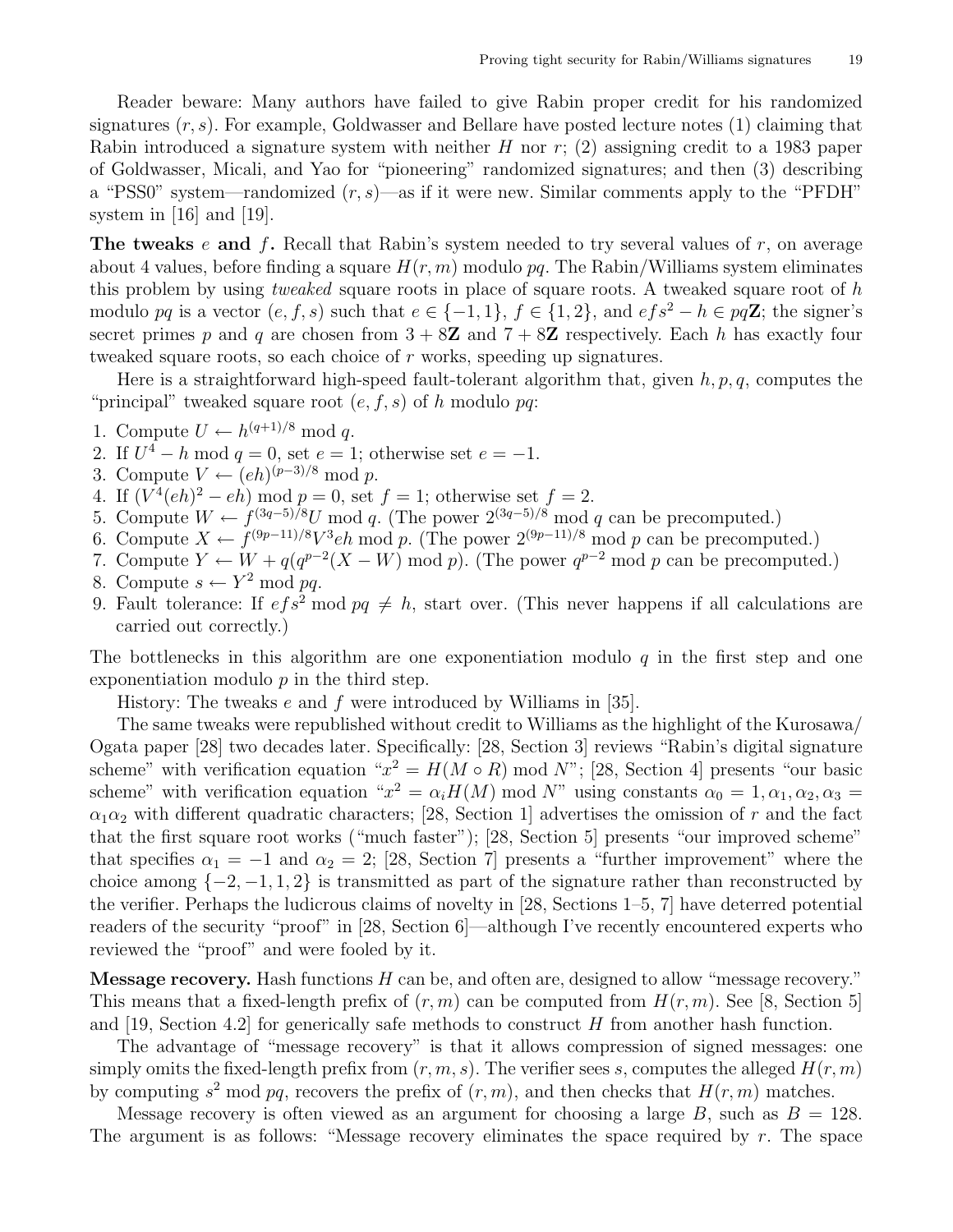Reader beware: Many authors have failed to give Rabin proper credit for his randomized signatures $(r, s)$. For example, Goldwasser and Bellare have posted lecture notes (1) claiming that Rabin introduced a signature system with neither $H$ nor $r$; (2) assigning credit to a 1983 paper of Goldwasser, Micali, and Yao for "pioneering" randomized signatures; and then (3) describing a "PSS0" system—randomized $(r, s)$—as if it were new. Similar comments apply to the "PFDH" system in [16] and [19].

**The tweaks $e$ and $f$.** Recall that Rabin's system needed to try several values of $r$, on average about 4 values, before finding a square $H(r, m)$ modulo $pq$. The Rabin/Williams system eliminates this problem by using *tweaked* square roots in place of square roots. A tweaked square root of $h$ modulo $pq$ is a vector $(e, f, s)$ such that $e \in \{-1, 1\}$, $f \in \{1, 2\}$, and $efs^2 - h \in pq\mathbf{Z}$; the signer's secret primes $p$ and $q$ are chosen from $3 + 8\mathbf{Z}$ and $7 + 8\mathbf{Z}$ respectively. Each $h$ has exactly four tweaked square roots, so each choice of $r$ works, speeding up signatures.

Here is a straightforward high-speed fault-tolerant algorithm that, given $h, p, q$, computes the "principal" tweaked square root $(e, f, s)$ of $h$ modulo $pq$:

1. Compute $U \leftarrow h^{(q+1)/8} \bmod q$.
2. If $U^4 - h \bmod q = 0$, set $e = 1$; otherwise set $e = -1$.
3. Compute $V \leftarrow (eh)^{(p-3)/8} \bmod p$.
4. If $(V^4(eh)^2 - eh) \bmod p = 0$, set $f = 1$; otherwise set $f = 2$.
5. Compute $W \leftarrow f^{(3q-5)/8}U \bmod q$. (The power $2^{(3q-5)/8} \bmod q$ can be precomputed.)
6. Compute $X \leftarrow f^{(9p-11)/8}V^3eh \bmod p$. (The power $2^{(9p-11)/8} \bmod p$ can be precomputed.)
7. Compute $Y \leftarrow W + q(q^{p-2}(X - W) \bmod p)$. (The power $q^{p-2} \bmod p$ can be precomputed.)
8. Compute $s \leftarrow Y^2 \bmod pq$.
9. Fault tolerance: If $efs^2 \bmod pq \neq h$, start over. (This never happens if all calculations are carried out correctly.)

The bottlenecks in this algorithm are one exponentiation modulo $q$ in the first step and one exponentiation modulo $p$ in the third step.

History: The tweaks $e$ and $f$ were introduced by Williams in [35].

The same tweaks were republished without credit to Williams as the highlight of the Kurosawa/Ogata paper [28] two decades later. Specifically: [28, Section 3] reviews "Rabin's digital signature scheme" with verification equation "$x^2 = H(M \circ R) \bmod N$"; [28, Section 4] presents "our basic scheme" with verification equation "$x^2 = \alpha_i H(M) \bmod N$" using constants $\alpha_0 = 1, \alpha_1, \alpha_2, \alpha_3 = \alpha_1\alpha_2$ with different quadratic characters; [28, Section 1] advertises the omission of $r$ and the fact that the first square root works ("much faster"); [28, Section 5] presents "our improved scheme" that specifies $\alpha_1 = -1$ and $\alpha_2 = 2$; [28, Section 7] presents a "further improvement" where the choice among $\{-2, -1, 1, 2\}$ is transmitted as part of the signature rather than reconstructed by the verifier. Perhaps the ludicrous claims of novelty in [28, Sections 1–5, 7] have deterred potential readers of the security "proof" in [28, Section 6]—although I've recently encountered experts who reviewed the "proof" and were fooled by it.

**Message recovery.** Hash functions $H$ can be, and often are, designed to allow "message recovery." This means that a fixed-length prefix of $(r, m)$ can be computed from $H(r, m)$. See [8, Section 5] and [19, Section 4.2] for generically safe methods to construct $H$ from another hash function.

The advantage of "message recovery" is that it allows compression of signed messages: one simply omits the fixed-length prefix from $(r, m, s)$. The verifier sees $s$, computes the alleged $H(r, m)$ by computing $s^2 \bmod pq$, recovers the prefix of $(r, m)$, and then checks that $H(r, m)$ matches.

Message recovery is often viewed as an argument for choosing a large $B$, such as $B = 128$. The argument is as follows: "Message recovery eliminates the space required by $r$. The space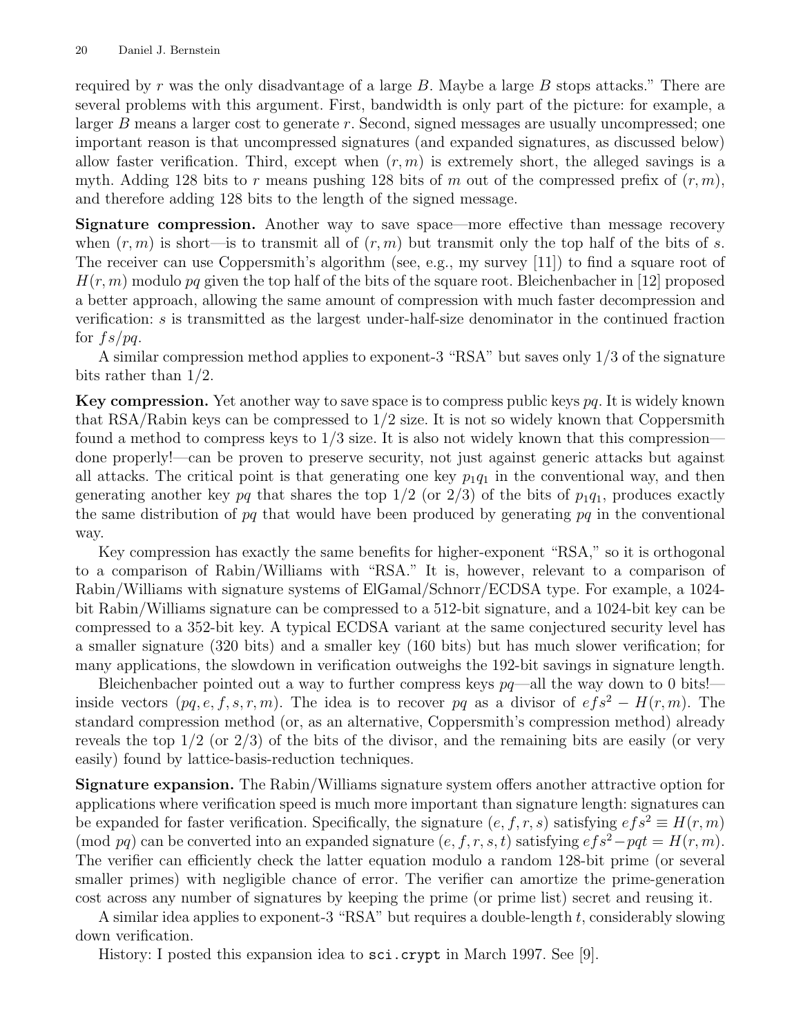required by $r$ was the only disadvantage of a large $B$. Maybe a large $B$ stops attacks." There are several problems with this argument. First, bandwidth is only part of the picture: for example, a larger $B$ means a larger cost to generate $r$. Second, signed messages are usually uncompressed; one important reason is that uncompressed signatures (and expanded signatures, as discussed below) allow faster verification. Third, except when $(r, m)$ is extremely short, the alleged savings is a myth. Adding 128 bits to $r$ means pushing 128 bits of $m$ out of the compressed prefix of $(r, m)$, and therefore adding 128 bits to the length of the signed message.

**Signature compression.** Another way to save space—more effective than message recovery when $(r, m)$ is short—is to transmit all of $(r, m)$ but transmit only the top half of the bits of $s$. The receiver can use Coppersmith's algorithm (see, e.g., my survey [11]) to find a square root of $H(r, m)$ modulo $pq$ given the top half of the bits of the square root. Bleichenbacher in [12] proposed a better approach, allowing the same amount of compression with much faster decompression and verification: $s$ is transmitted as the largest under-half-size denominator in the continued fraction for $fs/pq$.

A similar compression method applies to exponent-3 "RSA" but saves only 1/3 of the signature bits rather than 1/2.

**Key compression.** Yet another way to save space is to compress public keys $pq$. It is widely known that RSA/Rabin keys can be compressed to 1/2 size. It is not so widely known that Coppersmith found a method to compress keys to 1/3 size. It is also not widely known that this compression—done properly!—can be proven to preserve security, not just against generic attacks but against all attacks. The critical point is that generating one key $p_1 q_1$ in the conventional way, and then generating another key $pq$ that shares the top 1/2 (or 2/3) of the bits of $p_1 q_1$, produces exactly the same distribution of $pq$ that would have been produced by generating $pq$ in the conventional way.

Key compression has exactly the same benefits for higher-exponent "RSA," so it is orthogonal to a comparison of Rabin/Williams with "RSA." It is, however, relevant to a comparison of Rabin/Williams with signature systems of ElGamal/Schnorr/ECDSA type. For example, a 1024-bit Rabin/Williams signature can be compressed to a 512-bit signature, and a 1024-bit key can be compressed to a 352-bit key. A typical ECDSA variant at the same conjectured security level has a smaller signature (320 bits) and a smaller key (160 bits) but has much slower verification; for many applications, the slowdown in verification outweighs the 192-bit savings in signature length.

Bleichenbacher pointed out a way to further compress keys $pq$—all the way down to 0 bits!—inside vectors $(pq, e, f, s, r, m)$. The idea is to recover $pq$ as a divisor of $efs^2 - H(r, m)$. The standard compression method (or, as an alternative, Coppersmith's compression method) already reveals the top 1/2 (or 2/3) of the bits of the divisor, and the remaining bits are easily (or very easily) found by lattice-basis-reduction techniques.

**Signature expansion.** The Rabin/Williams signature system offers another attractive option for applications where verification speed is much more important than signature length: signatures can be expanded for faster verification. Specifically, the signature $(e, f, r, s)$ satisfying $efs^2 \equiv H(r, m) \pmod{pq}$ can be converted into an expanded signature $(e, f, r, s, t)$ satisfying $efs^2 - pqt = H(r, m)$. The verifier can efficiently check the latter equation modulo a random 128-bit prime (or several smaller primes) with negligible chance of error. The verifier can amortize the prime-generation cost across any number of signatures by keeping the prime (or prime list) secret and reusing it.

A similar idea applies to exponent-3 "RSA" but requires a double-length $t$, considerably slowing down verification.

History: I posted this expansion idea to `sci.crypt` in March 1997. See [9].